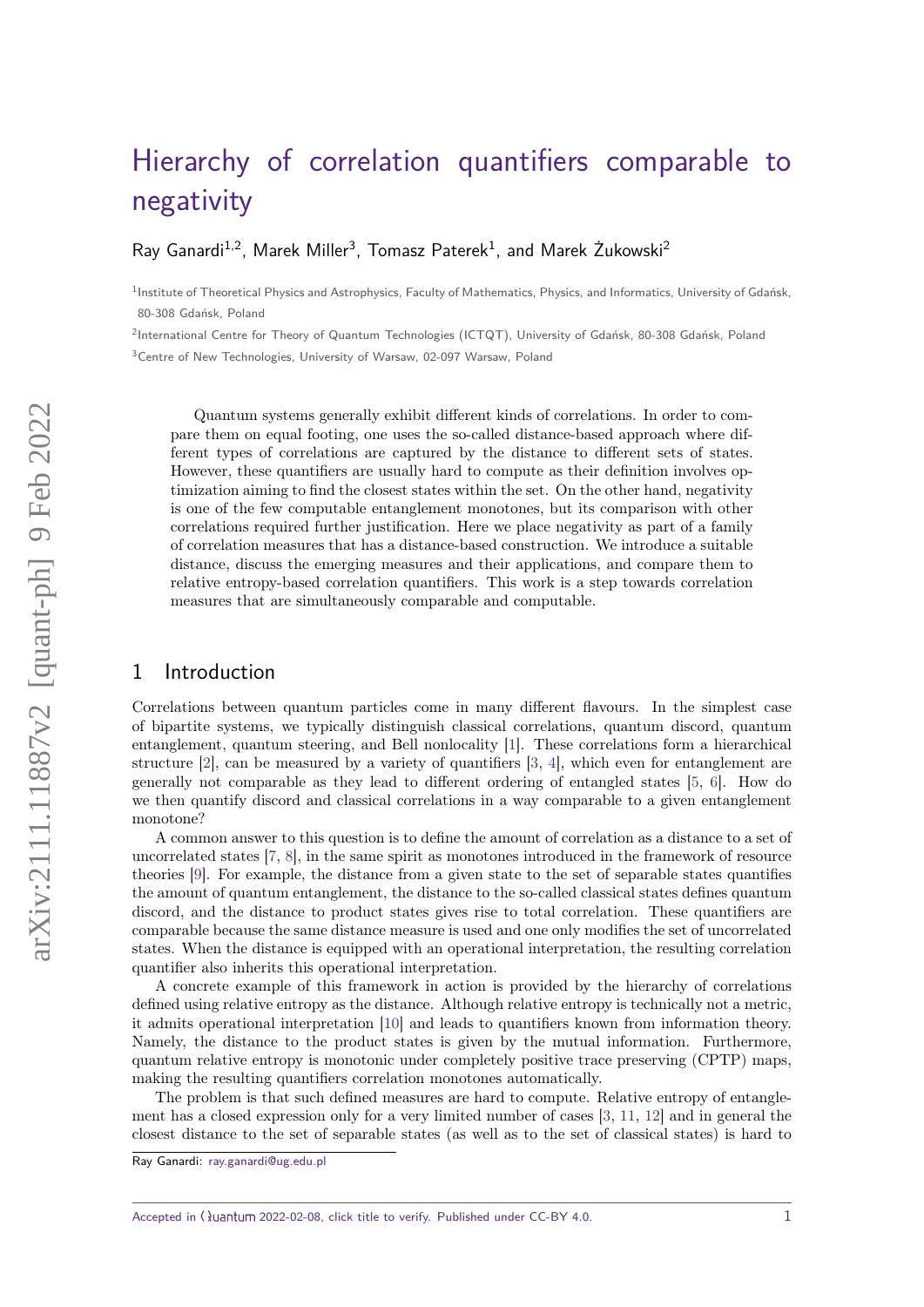# Hierarchy of correlation quantifiers comparable to negativity

Ray Ganardi[1,2], Marek Miller[3], Tomasz Paterek[1], and Marek Żukowski[2]

[1]Institute of Theoretical Physics and Astrophysics, Faculty of Mathematics, Physics, and Informatics, University of Gdańsk, 80-308 Gdańsk, Poland

[2]International Centre for Theory of Quantum Technologies (ICTQT), University of Gdańsk, 80-308 Gdańsk, Poland

[3]Centre of New Technologies, University of Warsaw, 02-097 Warsaw, Poland

Quantum systems generally exhibit different kinds of correlations. In order to compare them on equal footing, one uses the so-called distance-based approach where different types of correlations are captured by the distance to different sets of states. However, these quantifiers are usually hard to compute as their definition involves optimization aiming to find the closest states within the set. On the other hand, negativity is one of the few computable entanglement monotones, but its comparison with other correlations required further justification. Here we place negativity as part of a family of correlation measures that has a distance-based construction. We introduce a suitable distance, discuss the emerging measures and their applications, and compare them to relative entropy-based correlation quantifiers. This work is a step towards correlation measures that are simultaneously comparable and computable.

## 1 Introduction

Correlations between quantum particles come in many different flavours. In the simplest case of bipartite systems, we typically distinguish classical correlations, quantum discord, quantum entanglement, quantum steering, and Bell nonlocality [1]. These correlations form a hierarchical structure [2], can be measured by a variety of quantifiers [3, 4], which even for entanglement are generally not comparable as they lead to different ordering of entangled states [5, 6]. How do we then quantify discord and classical correlations in a way comparable to a given entanglement monotone?

A common answer to this question is to define the amount of correlation as a distance to a set of uncorrelated states [7, 8], in the same spirit as monotones introduced in the framework of resource theories [9]. For example, the distance from a given state to the set of separable states quantifies the amount of quantum entanglement, the distance to the so-called classical states defines quantum discord, and the distance to product states gives rise to total correlation. These quantifiers are comparable because the same distance measure is used and one only modifies the set of uncorrelated states. When the distance is equipped with an operational interpretation, the resulting correlation quantifier also inherits this operational interpretation.

A concrete example of this framework in action is provided by the hierarchy of correlations defined using relative entropy as the distance. Although relative entropy is technically not a metric, it admits operational interpretation [10] and leads to quantifiers known from information theory. Namely, the distance to the product states is given by the mutual information. Furthermore, quantum relative entropy is monotonic under completely positive trace preserving (CPTP) maps, making the resulting quantifiers correlation monotones automatically.

The problem is that such defined measures are hard to compute. Relative entropy of entanglement has a closed expression only for a very limited number of cases [3, 11, 12] and in general the closest distance to the set of separable states (as well as to the set of classical states) is hard to

Ray Ganardi: ray.ganardi@ug.edu.pl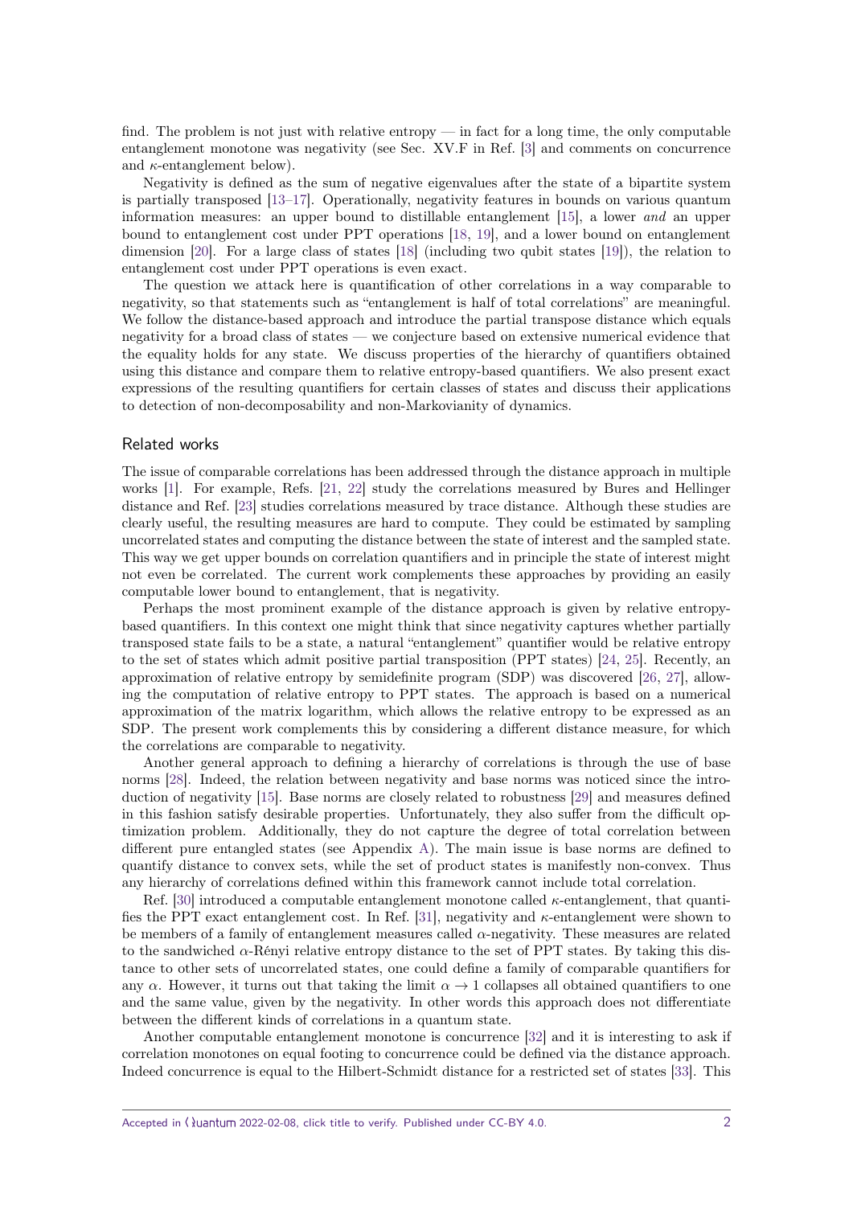find. The problem is not just with relative entropy — in fact for a long time, the only computable entanglement monotone was negativity (see Sec. XV.F in Ref. [3] and comments on concurrence and $\kappa$-entanglement below).

Negativity is defined as the sum of negative eigenvalues after the state of a bipartite system is partially transposed [13–17]. Operationally, negativity features in bounds on various quantum information measures: an upper bound to distillable entanglement [15], a lower *and* an upper bound to entanglement cost under PPT operations [18, 19], and a lower bound on entanglement dimension [20]. For a large class of states [18] (including two qubit states [19]), the relation to entanglement cost under PPT operations is even exact.

The question we attack here is quantification of other correlations in a way comparable to negativity, so that statements such as "entanglement is half of total correlations" are meaningful. We follow the distance-based approach and introduce the partial transpose distance which equals negativity for a broad class of states — we conjecture based on extensive numerical evidence that the equality holds for any state. We discuss properties of the hierarchy of quantifiers obtained using this distance and compare them to relative entropy-based quantifiers. We also present exact expressions of the resulting quantifiers for certain classes of states and discuss their applications to detection of non-decomposability and non-Markovianity of dynamics.

## Related works

The issue of comparable correlations has been addressed through the distance approach in multiple works [1]. For example, Refs. [21, 22] study the correlations measured by Bures and Hellinger distance and Ref. [23] studies correlations measured by trace distance. Although these studies are clearly useful, the resulting measures are hard to compute. They could be estimated by sampling uncorrelated states and computing the distance between the state of interest and the sampled state. This way we get upper bounds on correlation quantifiers and in principle the state of interest might not even be correlated. The current work complements these approaches by providing an easily computable lower bound to entanglement, that is negativity.

Perhaps the most prominent example of the distance approach is given by relative entropy-based quantifiers. In this context one might think that since negativity captures whether partially transposed state fails to be a state, a natural "entanglement" quantifier would be relative entropy to the set of states which admit positive partial transposition (PPT states) [24, 25]. Recently, an approximation of relative entropy by semidefinite program (SDP) was discovered [26, 27], allowing the computation of relative entropy to PPT states. The approach is based on a numerical approximation of the matrix logarithm, which allows the relative entropy to be expressed as an SDP. The present work complements this by considering a different distance measure, for which the correlations are comparable to negativity.

Another general approach to defining a hierarchy of correlations is through the use of base norms [28]. Indeed, the relation between negativity and base norms was noticed since the introduction of negativity [15]. Base norms are closely related to robustness [29] and measures defined in this fashion satisfy desirable properties. Unfortunately, they also suffer from the difficult optimization problem. Additionally, they do not capture the degree of total correlation between different pure entangled states (see Appendix A). The main issue is base norms are defined to quantify distance to convex sets, while the set of product states is manifestly non-convex. Thus any hierarchy of correlations defined within this framework cannot include total correlation.

Ref. [30] introduced a computable entanglement monotone called $\kappa$-entanglement, that quantifies the PPT exact entanglement cost. In Ref. [31], negativity and $\kappa$-entanglement were shown to be members of a family of entanglement measures called $\alpha$-negativity. These measures are related to the sandwiched $\alpha$-Rényi relative entropy distance to the set of PPT states. By taking this distance to other sets of uncorrelated states, one could define a family of comparable quantifiers for any $\alpha$. However, it turns out that taking the limit $\alpha \to 1$ collapses all obtained quantifiers to one and the same value, given by the negativity. In other words this approach does not differentiate between the different kinds of correlations in a quantum state.

Another computable entanglement monotone is concurrence [32] and it is interesting to ask if correlation monotones on equal footing to concurrence could be defined via the distance approach. Indeed concurrence is equal to the Hilbert-Schmidt distance for a restricted set of states [33]. This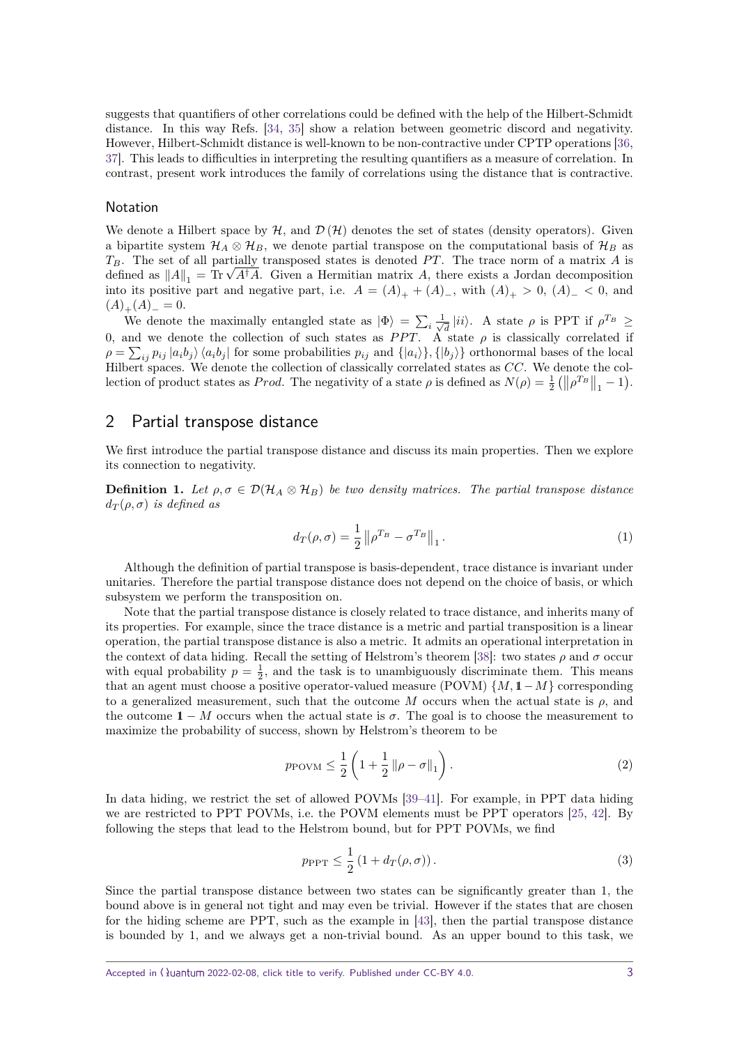suggests that quantifiers of other correlations could be defined with the help of the Hilbert-Schmidt distance. In this way Refs. [34, 35] show a relation between geometric discord and negativity. However, Hilbert-Schmidt distance is well-known to be non-contractive under CPTP operations [36, 37]. This leads to difficulties in interpreting the resulting quantifiers as a measure of correlation. In contrast, present work introduces the family of correlations using the distance that is contractive.

### Notation

We denote a Hilbert space by $\mathcal{H}$, and $\mathcal{D}(\mathcal{H})$ denotes the set of states (density operators). Given a bipartite system $\mathcal{H}_A \otimes \mathcal{H}_B$, we denote partial transpose on the computational basis of $\mathcal{H}_B$ as $T_B$. The set of all partially transposed states is denoted $PT$. The trace norm of a matrix $A$ is defined as $\|A\|_1 = \operatorname{Tr}\sqrt{A^\dagger A}$. Given a Hermitian matrix $A$, there exists a Jordan decomposition into its positive part and negative part, i.e. $A = (A)_+ + (A)_-$, with $(A)_+ > 0$, $(A)_- < 0$, and $(A)_+(A)_- = 0$.

We denote the maximally entangled state as $|\Phi\rangle = \sum_i \frac{1}{\sqrt{d}} |ii\rangle$. A state $\rho$ is PPT if $\rho^{T_B} \geq 0$, and we denote the collection of such states as $PPT$. A state $\rho$ is classically correlated if $\rho = \sum_{ij} p_{ij} |a_i b_j\rangle\langle a_i b_j|$ for some probabilities $p_{ij}$ and $\{|a_i\rangle\}, \{|b_j\rangle\}$ orthonormal bases of the local Hilbert spaces. We denote the collection of classically correlated states as $CC$. We denote the collection of product states as $Prod$. The negativity of a state $\rho$ is defined as $N(\rho) = \frac{1}{2}\left(\left\|\rho^{T_B}\right\|_1 - 1\right)$.

## 2 Partial transpose distance

We first introduce the partial transpose distance and discuss its main properties. Then we explore its connection to negativity.

**Definition 1.** *Let $\rho, \sigma \in \mathcal{D}(\mathcal{H}_A \otimes \mathcal{H}_B)$ be two density matrices. The partial transpose distance $d_T(\rho, \sigma)$ is defined as*

$$d_T(\rho, \sigma) = \frac{1}{2}\left\|\rho^{T_B} - \sigma^{T_B}\right\|_1. \tag{1}$$

Although the definition of partial transpose is basis-dependent, trace distance is invariant under unitaries. Therefore the partial transpose distance does not depend on the choice of basis, or which subsystem we perform the transposition on.

Note that the partial transpose distance is closely related to trace distance, and inherits many of its properties. For example, since the trace distance is a metric and partial transposition is a linear operation, the partial transpose distance is also a metric. It admits an operational interpretation in the context of data hiding. Recall the setting of Helstrom's theorem [38]: two states $\rho$ and $\sigma$ occur with equal probability $p = \frac{1}{2}$, and the task is to unambiguously discriminate them. This means that an agent must choose a positive operator-valued measure (POVM) $\{M, \mathbb{1} - M\}$ corresponding to a generalized measurement, such that the outcome $M$ occurs when the actual state is $\rho$, and the outcome $\mathbb{1} - M$ occurs when the actual state is $\sigma$. The goal is to choose the measurement to maximize the probability of success, shown by Helstrom's theorem to be

$$p_{\text{POVM}} \leq \frac{1}{2}\left(1 + \frac{1}{2}\|\rho - \sigma\|_1\right). \tag{2}$$

In data hiding, we restrict the set of allowed POVMs [39–41]. For example, in PPT data hiding we are restricted to PPT POVMs, i.e. the POVM elements must be PPT operators [25, 42]. By following the steps that lead to the Helstrom bound, but for PPT POVMs, we find

$$p_{\text{PPT}} \leq \frac{1}{2}\left(1 + d_T(\rho, \sigma)\right). \tag{3}$$

Since the partial transpose distance between two states can be significantly greater than 1, the bound above is in general not tight and may even be trivial. However if the states that are chosen for the hiding scheme are PPT, such as the example in [43], then the partial transpose distance is bounded by 1, and we always get a non-trivial bound. As an upper bound to this task, we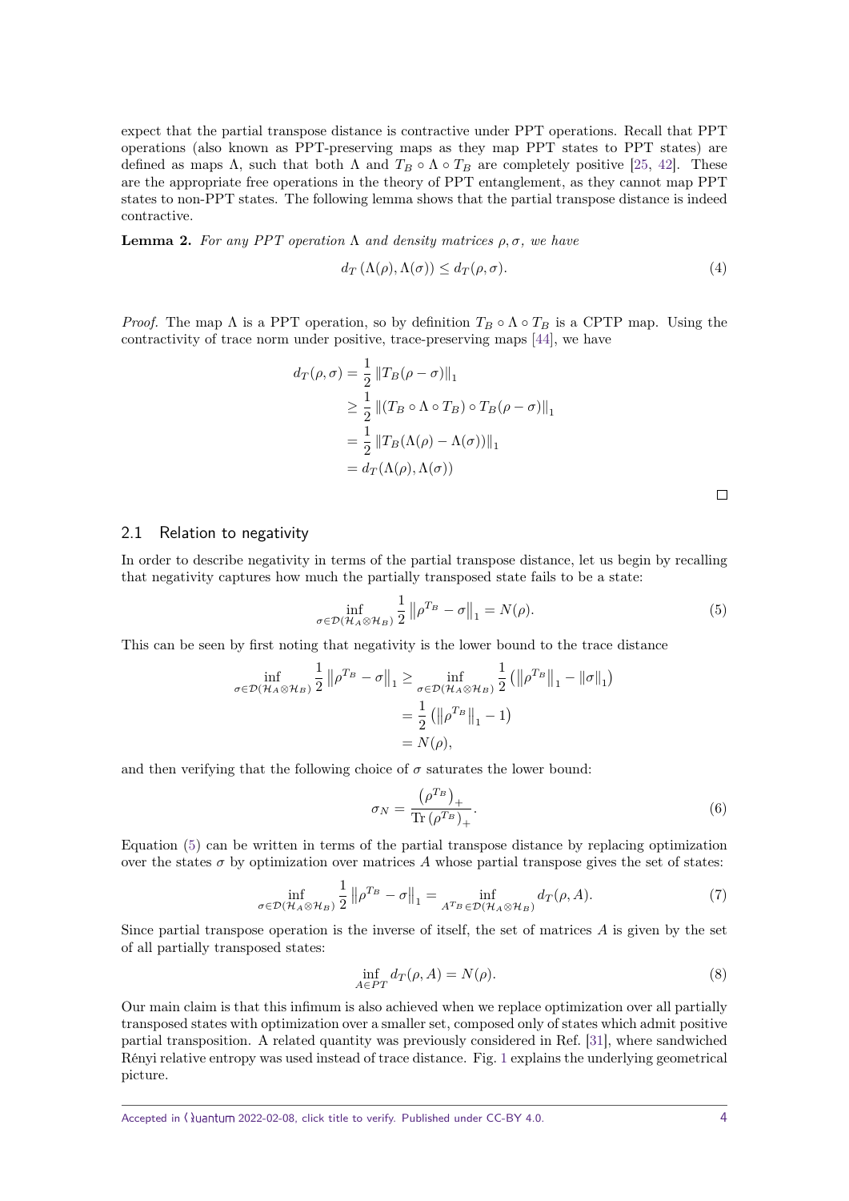expect that the partial transpose distance is contractive under PPT operations. Recall that PPT operations (also known as PPT-preserving maps as they map PPT states to PPT states) are defined as maps $\Lambda$, such that both $\Lambda$ and $T_B \circ \Lambda \circ T_B$ are completely positive [25, 42]. These are the appropriate free operations in the theory of PPT entanglement, as they cannot map PPT states to non-PPT states. The following lemma shows that the partial transpose distance is indeed contractive.

**Lemma 2.** *For any PPT operation $\Lambda$ and density matrices $\rho, \sigma$, we have*

$$d_T\left(\Lambda(\rho), \Lambda(\sigma)\right) \leq d_T(\rho, \sigma). \tag{4}$$

*Proof.* The map $\Lambda$ is a PPT operation, so by definition $T_B \circ \Lambda \circ T_B$ is a CPTP map. Using the contractivity of trace norm under positive, trace-preserving maps [44], we have

$$\begin{aligned}
d_T(\rho, \sigma) &= \frac{1}{2} \left\| T_B(\rho - \sigma) \right\|_1 \\
&\geq \frac{1}{2} \left\| (T_B \circ \Lambda \circ T_B) \circ T_B(\rho - \sigma) \right\|_1 \\
&= \frac{1}{2} \left\| T_B(\Lambda(\rho) - \Lambda(\sigma)) \right\|_1 \\
&= d_T(\Lambda(\rho), \Lambda(\sigma))
\end{aligned}$$

□

## 2.1 Relation to negativity

In order to describe negativity in terms of the partial transpose distance, let us begin by recalling that negativity captures how much the partially transposed state fails to be a state:

$$\inf_{\sigma \in \mathcal{D}(\mathcal{H}_A \otimes \mathcal{H}_B)} \frac{1}{2} \left\| \rho^{T_B} - \sigma \right\|_1 = N(\rho). \tag{5}$$

This can be seen by first noting that negativity is the lower bound to the trace distance

$$\begin{aligned}
\inf_{\sigma \in \mathcal{D}(\mathcal{H}_A \otimes \mathcal{H}_B)} \frac{1}{2} \left\| \rho^{T_B} - \sigma \right\|_1 &\geq \inf_{\sigma \in \mathcal{D}(\mathcal{H}_A \otimes \mathcal{H}_B)} \frac{1}{2} \left( \left\| \rho^{T_B} \right\|_1 - \left\| \sigma \right\|_1 \right) \\
&= \frac{1}{2} \left( \left\| \rho^{T_B} \right\|_1 - 1 \right) \\
&= N(\rho),
\end{aligned}$$

and then verifying that the following choice of $\sigma$ saturates the lower bound:

$$\sigma_N = \frac{\left(\rho^{T_B}\right)_+}{\operatorname{Tr}\left(\rho^{T_B}\right)_+}. \tag{6}$$

Equation (5) can be written in terms of the partial transpose distance by replacing optimization over the states $\sigma$ by optimization over matrices $A$ whose partial transpose gives the set of states:

$$\inf_{\sigma \in \mathcal{D}(\mathcal{H}_A \otimes \mathcal{H}_B)} \frac{1}{2} \left\| \rho^{T_B} - \sigma \right\|_1 = \inf_{A^{T_B} \in \mathcal{D}(\mathcal{H}_A \otimes \mathcal{H}_B)} d_T(\rho, A). \tag{7}$$

Since partial transpose operation is the inverse of itself, the set of matrices $A$ is given by the set of all partially transposed states:

$$\inf_{A \in PT} d_T(\rho, A) = N(\rho). \tag{8}$$

Our main claim is that this infimum is also achieved when we replace optimization over all partially transposed states with optimization over a smaller set, composed only of states which admit positive partial transposition. A related quantity was previously considered in Ref. [31], where sandwiched Rényi relative entropy was used instead of trace distance. Fig. 1 explains the underlying geometrical picture.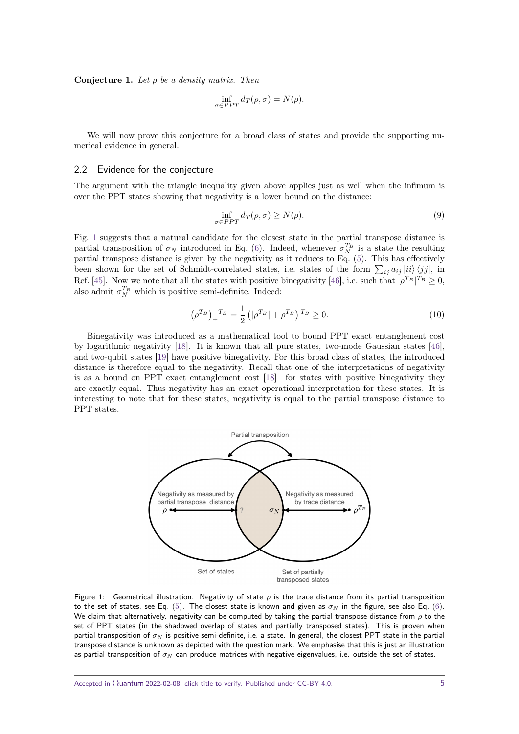**Conjecture 1.** *Let $\rho$ be a density matrix. Then*

$$\inf_{\sigma \in PPT} d_T(\rho, \sigma) = N(\rho).$$

We will now prove this conjecture for a broad class of states and provide the supporting numerical evidence in general.

## 2.2 Evidence for the conjecture

The argument with the triangle inequality given above applies just as well when the infimum is over the PPT states showing that negativity is a lower bound on the distance:

$$\inf_{\sigma \in PPT} d_T(\rho, \sigma) \geq N(\rho). \tag{9}$$

Fig. 1 suggests that a natural candidate for the closest state in the partial transpose distance is partial transposition of $\sigma_N$ introduced in Eq. (6). Indeed, whenever $\sigma_N^{T_B}$ is a state the resulting partial transpose distance is given by the negativity as it reduces to Eq. (5). This has effectively been shown for the set of Schmidt-correlated states, i.e. states of the form $\sum_{ij} a_{ij} |ii\rangle \langle jj|$, in Ref. [45]. Now we note that all the states with positive binegativity [46], i.e. such that $|\rho^{T_B}|^{T_B} \geq 0$, also admit $\sigma_N^{T_B}$ which is positive semi-definite. Indeed:

$$\left(\rho^{T_B}\right)_+^{T_B} = \frac{1}{2} \left(|\rho^{T_B}| + \rho^{T_B}\right)^{T_B} \geq 0. \tag{10}$$

Binegativity was introduced as a mathematical tool to bound PPT exact entanglement cost by logarithmic negativity [18]. It is known that all pure states, two-mode Gaussian states [46], and two-qubit states [19] have positive binegativity. For this broad class of states, the introduced distance is therefore equal to the negativity. Recall that one of the interpretations of negativity is as a bound on PPT exact entanglement cost [18]—for states with positive binegativity they are exactly equal. Thus negativity has an exact operational interpretation for these states. It is interesting to note that for these states, negativity is equal to the partial transpose distance to PPT states.

Figure 1: Geometrical illustration. Negativity of state $\rho$ is the trace distance from its partial transposition to the set of states, see Eq. (5). The closest state is known and given as $\sigma_N$ in the figure, see also Eq. (6). We claim that alternatively, negativity can be computed by taking the partial transpose distance from $\rho$ to the set of PPT states (in the shadowed overlap of states and partially transposed states). This is proven when partial transposition of $\sigma_N$ is positive semi-definite, i.e. a state. In general, the closest PPT state in the partial transpose distance is unknown as depicted with the question mark. We emphasise that this is just an illustration as partial transposition of $\sigma_N$ can produce matrices with negative eigenvalues, i.e. outside the set of states.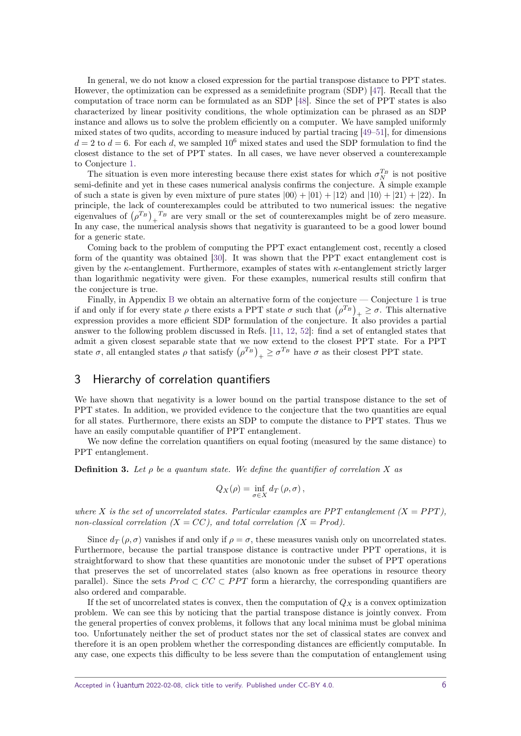In general, we do not know a closed expression for the partial transpose distance to PPT states. However, the optimization can be expressed as a semidefinite program (SDP) [47]. Recall that the computation of trace norm can be formulated as an SDP [48]. Since the set of PPT states is also characterized by linear positivity conditions, the whole optimization can be phrased as an SDP instance and allows us to solve the problem efficiently on a computer. We have sampled uniformly mixed states of two qudits, according to measure induced by partial tracing [49–51], for dimensions $d = 2$ to $d = 6$. For each $d$, we sampled $10^6$ mixed states and used the SDP formulation to find the closest distance to the set of PPT states. In all cases, we have never observed a counterexample to Conjecture 1.

The situation is even more interesting because there exist states for which $\sigma_N^{T_B}$ is not positive semi-definite and yet in these cases numerical analysis confirms the conjecture. A simple example of such a state is given by even mixture of pure states $|00\rangle + |01\rangle + |12\rangle$ and $|10\rangle + |21\rangle + |22\rangle$. In principle, the lack of counterexamples could be attributed to two numerical issues: the negative eigenvalues of $\left(\rho^{T_B}\right)_+^{T_B}$ are very small or the set of counterexamples might be of zero measure. In any case, the numerical analysis shows that negativity is guaranteed to be a good lower bound for a generic state.

Coming back to the problem of computing the PPT exact entanglement cost, recently a closed form of the quantity was obtained [30]. It was shown that the PPT exact entanglement cost is given by the $\kappa$-entanglement. Furthermore, examples of states with $\kappa$-entanglement strictly larger than logarithmic negativity were given. For these examples, numerical results still confirm that the conjecture is true.

Finally, in Appendix B we obtain an alternative form of the conjecture — Conjecture 1 is true if and only if for every state $\rho$ there exists a PPT state $\sigma$ such that $\left(\rho^{T_B}\right)_+ \geq \sigma$. This alternative expression provides a more efficient SDP formulation of the conjecture. It also provides a partial answer to the following problem discussed in Refs. [11, 12, 52]: find a set of entangled states that admit a given closest separable state that we now extend to the closest PPT state. For a PPT state $\sigma$, all entangled states $\rho$ that satisfy $\left(\rho^{T_B}\right)_+ \geq \sigma^{T_B}$ have $\sigma$ as their closest PPT state.

## 3 Hierarchy of correlation quantifiers

We have shown that negativity is a lower bound on the partial transpose distance to the set of PPT states. In addition, we provided evidence to the conjecture that the two quantities are equal for all states. Furthermore, there exists an SDP to compute the distance to PPT states. Thus we have an easily computable quantifier of PPT entanglement.

We now define the correlation quantifiers on equal footing (measured by the same distance) to PPT entanglement.

**Definition 3.** *Let $\rho$ be a quantum state. We define the quantifier of correlation $X$ as*

$$Q_X(\rho) = \inf_{\sigma \in X} d_T\left(\rho, \sigma\right),$$

*where $X$ is the set of uncorrelated states. Particular examples are PPT entanglement ($X = PPT$), non-classical correlation ($X = CC$), and total correlation ($X = Prod$).*

Since $d_T\left(\rho, \sigma\right)$ vanishes if and only if $\rho = \sigma$, these measures vanish only on uncorrelated states. Furthermore, because the partial transpose distance is contractive under PPT operations, it is straightforward to show that these quantities are monotonic under the subset of PPT operations that preserves the set of uncorrelated states (also known as free operations in resource theory parallel). Since the sets $Prod \subset CC \subset PPT$ form a hierarchy, the corresponding quantifiers are also ordered and comparable.

If the set of uncorrelated states is convex, then the computation of $Q_X$ is a convex optimization problem. We can see this by noticing that the partial transpose distance is jointly convex. From the general properties of convex problems, it follows that any local minima must be global minima too. Unfortunately neither the set of product states nor the set of classical states are convex and therefore it is an open problem whether the corresponding distances are efficiently computable. In any case, one expects this difficulty to be less severe than the computation of entanglement using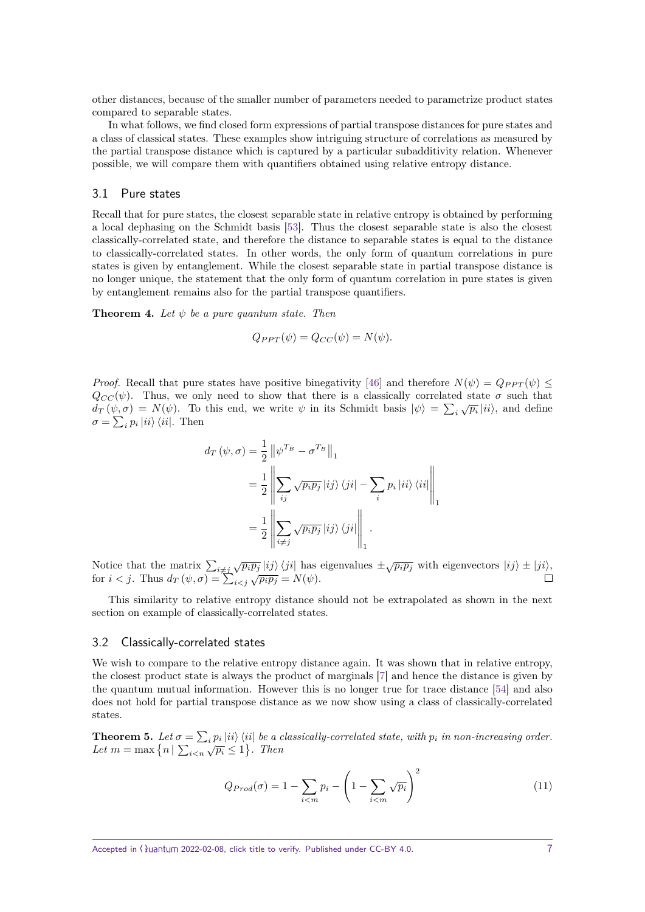other distances, because of the smaller number of parameters needed to parametrize product states compared to separable states.

In what follows, we find closed form expressions of partial transpose distances for pure states and a class of classical states. These examples show intriguing structure of correlations as measured by the partial transpose distance which is captured by a particular subadditivity relation. Whenever possible, we will compare them with quantifiers obtained using relative entropy distance.

## 3.1 Pure states

Recall that for pure states, the closest separable state in relative entropy is obtained by performing a local dephasing on the Schmidt basis [53]. Thus the closest separable state is also the closest classically-correlated state, and therefore the distance to separable states is equal to the distance to classically-correlated states. In other words, the only form of quantum correlations in pure states is given by entanglement. While the closest separable state in partial transpose distance is no longer unique, the statement that the only form of quantum correlation in pure states is given by entanglement remains also for the partial transpose quantifiers.

**Theorem 4.** *Let $\psi$ be a pure quantum state. Then*

$$Q_{PPT}(\psi) = Q_{CC}(\psi) = N(\psi).$$

*Proof.* Recall that pure states have positive binegativity [46] and therefore $N(\psi) = Q_{PPT}(\psi) \leq Q_{CC}(\psi)$. Thus, we only need to show that there is a classically correlated state $\sigma$ such that $d_T(\psi, \sigma) = N(\psi)$. To this end, we write $\psi$ in its Schmidt basis $|\psi\rangle = \sum_i \sqrt{p_i}\,|ii\rangle$, and define $\sigma = \sum_i p_i\,|ii\rangle\langle ii|$. Then

$$\begin{aligned}
d_T(\psi, \sigma) &= \frac{1}{2}\left\|\psi^{T_B} - \sigma^{T_B}\right\|_1 \\
&= \frac{1}{2}\left\|\sum_{ij}\sqrt{p_i p_j}\,|ij\rangle\langle ji| - \sum_i p_i\,|ii\rangle\langle ii|\right\|_1 \\
&= \frac{1}{2}\left\|\sum_{i\neq j}\sqrt{p_i p_j}\,|ij\rangle\langle ji|\right\|_1.
\end{aligned}$$

Notice that the matrix $\sum_{i\neq j}\sqrt{p_i p_j}\,|ij\rangle\langle ji|$ has eigenvalues $\pm\sqrt{p_i p_j}$ with eigenvectors $|ij\rangle \pm |ji\rangle$, for $i < j$. Thus $d_T(\psi, \sigma) = \sum_{i<j}\sqrt{p_i p_j} = N(\psi)$. □

This similarity to relative entropy distance should not be extrapolated as shown in the next section on example of classically-correlated states.

## 3.2 Classically-correlated states

We wish to compare to the relative entropy distance again. It was shown that in relative entropy, the closest product state is always the product of marginals [7] and hence the distance is given by the quantum mutual information. However this is no longer true for trace distance [54] and also does not hold for partial transpose distance as we now show using a class of classically-correlated states.

**Theorem 5.** *Let $\sigma = \sum_i p_i\,|ii\rangle\langle ii|$ be a classically-correlated state, with $p_i$ in non-increasing order. Let $m = \max\left\{n \mid \sum_{i<n}\sqrt{p_i} \leq 1\right\}$. Then*

$$Q_{Prod}(\sigma) = 1 - \sum_{i<m} p_i - \left(1 - \sum_{i<m}\sqrt{p_i}\right)^2 \tag{11}$$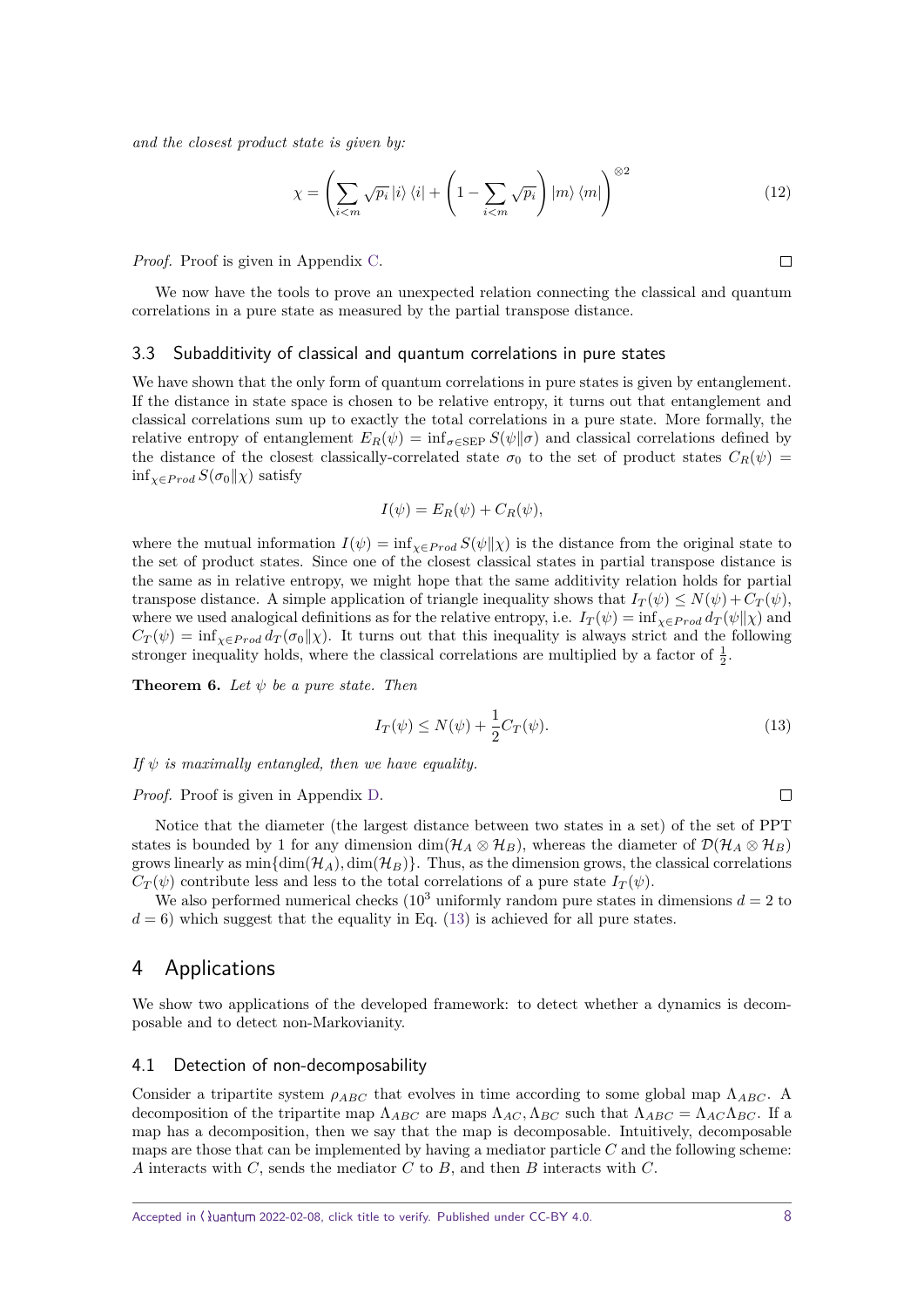*and the closest product state is given by:*

$$\chi = \left( \sum_{i<m} \sqrt{p_i} \, |i\rangle \langle i| + \left(1 - \sum_{i<m} \sqrt{p_i}\right) |m\rangle \langle m| \right)^{\otimes 2} \tag{12}$$

*Proof.* Proof is given in Appendix C. □

We now have the tools to prove an unexpected relation connecting the classical and quantum correlations in a pure state as measured by the partial transpose distance.

### 3.3 Subadditivity of classical and quantum correlations in pure states

We have shown that the only form of quantum correlations in pure states is given by entanglement. If the distance in state space is chosen to be relative entropy, it turns out that entanglement and classical correlations sum up to exactly the total correlations in a pure state. More formally, the relative entropy of entanglement $E_R(\psi) = \inf_{\sigma \in \text{SEP}} S(\psi \| \sigma)$ and classical correlations defined by the distance of the closest classically-correlated state $\sigma_0$ to the set of product states $C_R(\psi) = \inf_{\chi \in Prod} S(\sigma_0 \| \chi)$ satisfy

$$I(\psi) = E_R(\psi) + C_R(\psi),$$

where the mutual information $I(\psi) = \inf_{\chi \in Prod} S(\psi \| \chi)$ is the distance from the original state to the set of product states. Since one of the closest classical states in partial transpose distance is the same as in relative entropy, we might hope that the same additivity relation holds for partial transpose distance. A simple application of triangle inequality shows that $I_T(\psi) \leq N(\psi) + C_T(\psi)$, where we used analogical definitions as for the relative entropy, i.e. $I_T(\psi) = \inf_{\chi \in Prod} d_T(\psi \| \chi)$ and $C_T(\psi) = \inf_{\chi \in Prod} d_T(\sigma_0 \| \chi)$. It turns out that this inequality is always strict and the following stronger inequality holds, where the classical correlations are multiplied by a factor of $\frac{1}{2}$.

**Theorem 6.** *Let $\psi$ be a pure state. Then*

$$I_T(\psi) \leq N(\psi) + \frac{1}{2} C_T(\psi). \tag{13}$$

*If $\psi$ is maximally entangled, then we have equality.*

*Proof.* Proof is given in Appendix D. □

Notice that the diameter (the largest distance between two states in a set) of the set of PPT states is bounded by 1 for any dimension $\dim(\mathcal{H}_A \otimes \mathcal{H}_B)$, whereas the diameter of $\mathcal{D}(\mathcal{H}_A \otimes \mathcal{H}_B)$ grows linearly as $\min\{\dim(\mathcal{H}_A), \dim(\mathcal{H}_B)\}$. Thus, as the dimension grows, the classical correlations $C_T(\psi)$ contribute less and less to the total correlations of a pure state $I_T(\psi)$.

We also performed numerical checks ($10^3$ uniformly random pure states in dimensions $d = 2$ to $d = 6$) which suggest that the equality in Eq. (13) is achieved for all pure states.

## 4 Applications

We show two applications of the developed framework: to detect whether a dynamics is decomposable and to detect non-Markovianity.

### 4.1 Detection of non-decomposability

Consider a tripartite system $\rho_{ABC}$ that evolves in time according to some global map $\Lambda_{ABC}$. A decomposition of the tripartite map $\Lambda_{ABC}$ are maps $\Lambda_{AC}, \Lambda_{BC}$ such that $\Lambda_{ABC} = \Lambda_{AC}\Lambda_{BC}$. If a map has a decomposition, then we say that the map is decomposable. Intuitively, decomposable maps are those that can be implemented by having a mediator particle $C$ and the following scheme: $A$ interacts with $C$, sends the mediator $C$ to $B$, and then $B$ interacts with $C$.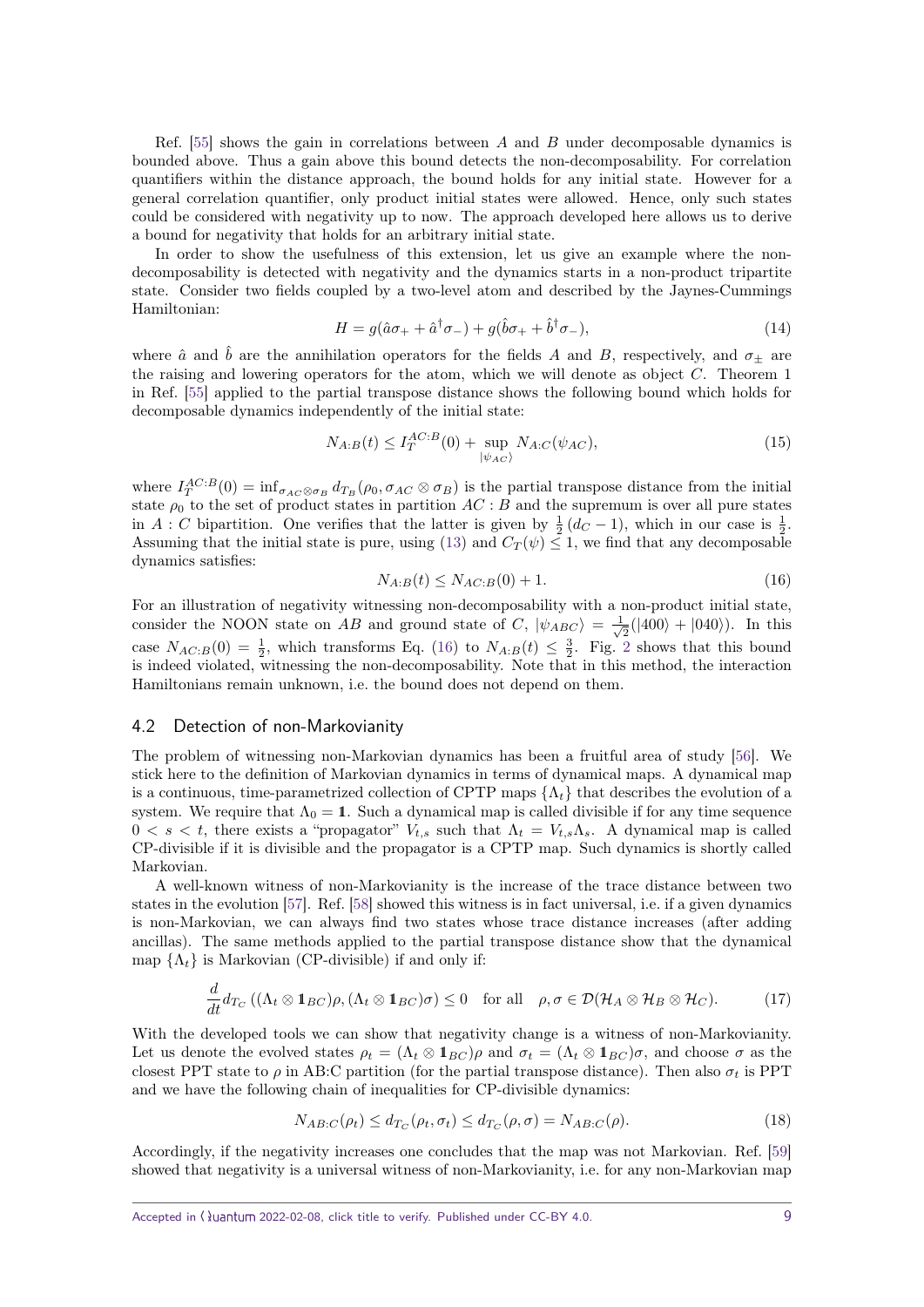Ref. [55] shows the gain in correlations between $A$ and $B$ under decomposable dynamics is bounded above. Thus a gain above this bound detects the non-decomposability. For correlation quantifiers within the distance approach, the bound holds for any initial state. However for a general correlation quantifier, only product initial states were allowed. Hence, only such states could be considered with negativity up to now. The approach developed here allows us to derive a bound for negativity that holds for an arbitrary initial state.

In order to show the usefulness of this extension, let us give an example where the non-decomposability is detected with negativity and the dynamics starts in a non-product tripartite state. Consider two fields coupled by a two-level atom and described by the Jaynes-Cummings Hamiltonian:

$$H = g(\hat{a}\sigma_+ + \hat{a}^\dagger \sigma_-) + g(\hat{b}\sigma_+ + \hat{b}^\dagger \sigma_-), \tag{14}$$

where $\hat{a}$ and $\hat{b}$ are the annihilation operators for the fields $A$ and $B$, respectively, and $\sigma_\pm$ are the raising and lowering operators for the atom, which we will denote as object $C$. Theorem 1 in Ref. [55] applied to the partial transpose distance shows the following bound which holds for decomposable dynamics independently of the initial state:

$$N_{A:B}(t) \leq I_T^{AC:B}(0) + \sup_{|\psi_{AC}\rangle} N_{A:C}(\psi_{AC}), \tag{15}$$

where $I_T^{AC:B}(0) = \inf_{\sigma_{AC} \otimes \sigma_B} d_{T_B}(\rho_0, \sigma_{AC} \otimes \sigma_B)$ is the partial transpose distance from the initial state $\rho_0$ to the set of product states in partition $AC : B$ and the supremum is over all pure states in $A : C$ bipartition. One verifies that the latter is given by $\frac{1}{2}(d_C - 1)$, which in our case is $\frac{1}{2}$. Assuming that the initial state is pure, using (13) and $C_T(\psi) \leq 1$, we find that any decomposable dynamics satisfies:

$$N_{A:B}(t) \leq N_{AC:B}(0) + 1. \tag{16}$$

For an illustration of negativity witnessing non-decomposability with a non-product initial state, consider the NOON state on $AB$ and ground state of $C$, $|\psi_{ABC}\rangle = \frac{1}{\sqrt{2}}(|400\rangle + |040\rangle)$. In this case $N_{AC:B}(0) = \frac{1}{2}$, which transforms Eq. (16) to $N_{A:B}(t) \leq \frac{3}{2}$. Fig. 2 shows that this bound is indeed violated, witnessing the non-decomposability. Note that in this method, the interaction Hamiltonians remain unknown, i.e. the bound does not depend on them.

## 4.2 Detection of non-Markovianity

The problem of witnessing non-Markovian dynamics has been a fruitful area of study [56]. We stick here to the definition of Markovian dynamics in terms of dynamical maps. A dynamical map is a continuous, time-parametrized collection of CPTP maps $\{\Lambda_t\}$ that describes the evolution of a system. We require that $\Lambda_0 = \mathbb{1}$. Such a dynamical map is called divisible if for any time sequence $0 < s < t$, there exists a "propagator" $V_{t,s}$ such that $\Lambda_t = V_{t,s}\Lambda_s$. A dynamical map is called CP-divisible if it is divisible and the propagator is a CPTP map. Such dynamics is shortly called Markovian.

A well-known witness of non-Markovianity is the increase of the trace distance between two states in the evolution [57]. Ref. [58] showed this witness is in fact universal, i.e. if a given dynamics is non-Markovian, we can always find two states whose trace distance increases (after adding ancillas). The same methods applied to the partial transpose distance show that the dynamical map $\{\Lambda_t\}$ is Markovian (CP-divisible) if and only if:

$$\frac{d}{dt} d_{T_C}\left((\Lambda_t \otimes \mathbb{1}_{BC})\rho, (\Lambda_t \otimes \mathbb{1}_{BC})\sigma\right) \leq 0 \quad \text{for all} \quad \rho, \sigma \in \mathcal{D}(\mathcal{H}_A \otimes \mathcal{H}_B \otimes \mathcal{H}_C). \tag{17}$$

With the developed tools we can show that negativity change is a witness of non-Markovianity. Let us denote the evolved states $\rho_t = (\Lambda_t \otimes \mathbb{1}_{BC})\rho$ and $\sigma_t = (\Lambda_t \otimes \mathbb{1}_{BC})\sigma$, and choose $\sigma$ as the closest PPT state to $\rho$ in AB:C partition (for the partial transpose distance). Then also $\sigma_t$ is PPT and we have the following chain of inequalities for CP-divisible dynamics:

$$N_{AB:C}(\rho_t) \leq d_{T_C}(\rho_t, \sigma_t) \leq d_{T_C}(\rho, \sigma) = N_{AB:C}(\rho). \tag{18}$$

Accordingly, if the negativity increases one concludes that the map was not Markovian. Ref. [59] showed that negativity is a universal witness of non-Markovianity, i.e. for any non-Markovian map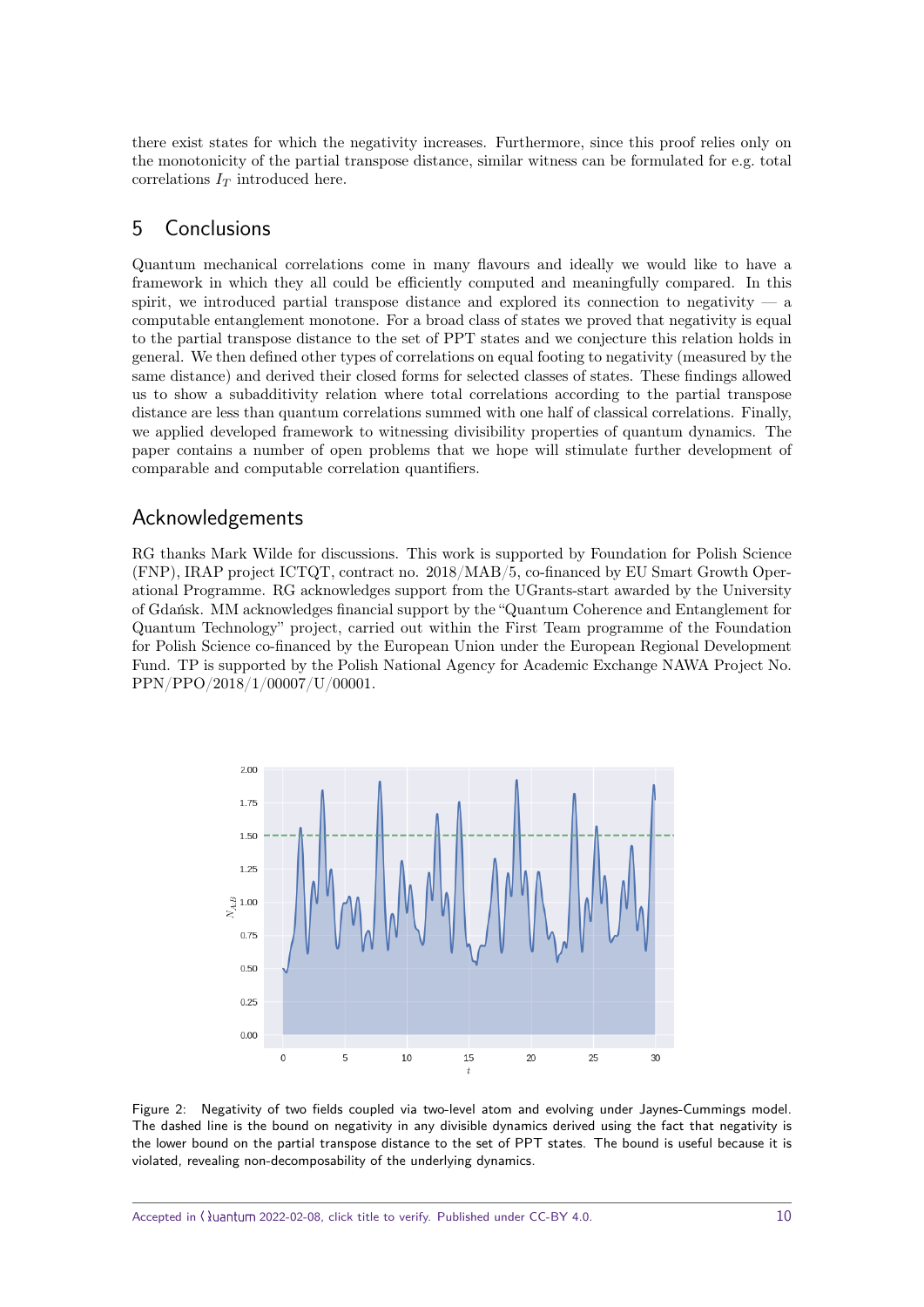there exist states for which the negativity increases. Furthermore, since this proof relies only on the monotonicity of the partial transpose distance, similar witness can be formulated for e.g. total correlations $I_T$ introduced here.

## 5 Conclusions

Quantum mechanical correlations come in many flavours and ideally we would like to have a framework in which they all could be efficiently computed and meaningfully compared. In this spirit, we introduced partial transpose distance and explored its connection to negativity — a computable entanglement monotone. For a broad class of states we proved that negativity is equal to the partial transpose distance to the set of PPT states and we conjecture this relation holds in general. We then defined other types of correlations on equal footing to negativity (measured by the same distance) and derived their closed forms for selected classes of states. These findings allowed us to show a subadditivity relation where total correlations according to the partial transpose distance are less than quantum correlations summed with one half of classical correlations. Finally, we applied developed framework to witnessing divisibility properties of quantum dynamics. The paper contains a number of open problems that we hope will stimulate further development of comparable and computable correlation quantifiers.

## Acknowledgements

RG thanks Mark Wilde for discussions. This work is supported by Foundation for Polish Science (FNP), IRAP project ICTQT, contract no. 2018/MAB/5, co-financed by EU Smart Growth Operational Programme. RG acknowledges support from the UGrants-start awarded by the University of Gdańsk. MM acknowledges financial support by the "Quantum Coherence and Entanglement for Quantum Technology" project, carried out within the First Team programme of the Foundation for Polish Science co-financed by the European Union under the European Regional Development Fund. TP is supported by the Polish National Agency for Academic Exchange NAWA Project No. PPN/PPO/2018/1/00007/U/00001.

Figure 2: Negativity of two fields coupled via two-level atom and evolving under Jaynes-Cummings model. The dashed line is the bound on negativity in any divisible dynamics derived using the fact that negativity is the lower bound on the partial transpose distance to the set of PPT states. The bound is useful because it is violated, revealing non-decomposability of the underlying dynamics.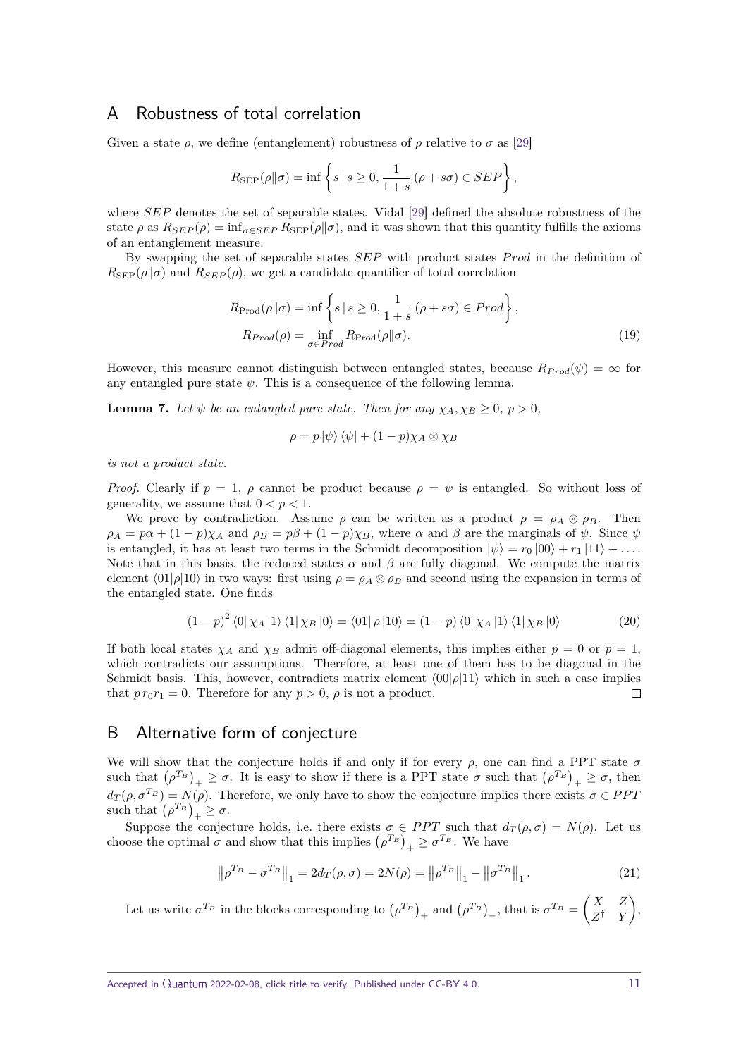## A Robustness of total correlation

Given a state $\rho$, we define (entanglement) robustness of $\rho$ relative to $\sigma$ as [29]

$$R_{\mathrm{SEP}}(\rho\|\sigma) = \inf \left\{ s \,|\, s \geq 0, \frac{1}{1+s}\left(\rho + s\sigma\right) \in SEP \right\},$$

where $SEP$ denotes the set of separable states. Vidal [29] defined the absolute robustness of the state $\rho$ as $R_{SEP}(\rho) = \inf_{\sigma\in SEP} R_{\mathrm{SEP}}(\rho\|\sigma)$, and it was shown that this quantity fulfills the axioms of an entanglement measure.

By swapping the set of separable states $SEP$ with product states $Prod$ in the definition of $R_{\mathrm{SEP}}(\rho\|\sigma)$ and $R_{SEP}(\rho)$, we get a candidate quantifier of total correlation

$$\begin{aligned} R_{\mathrm{Prod}}(\rho\|\sigma) &= \inf \left\{ s \,|\, s \geq 0, \frac{1}{1+s}\left(\rho + s\sigma\right) \in Prod \right\}, \\ R_{Prod}(\rho) &= \inf_{\sigma\in Prod} R_{\mathrm{Prod}}(\rho\|\sigma). \end{aligned} \tag{19}$$

However, this measure cannot distinguish between entangled states, because $R_{Prod}(\psi) = \infty$ for any entangled pure state $\psi$. This is a consequence of the following lemma.

**Lemma 7.** *Let $\psi$ be an entangled pure state. Then for any $\chi_A, \chi_B \geq 0$, $p > 0$,*

$$\rho = p\left|\psi\right\rangle\left\langle\psi\right| + (1-p)\chi_A \otimes \chi_B$$

*is not a product state.*

*Proof.* Clearly if $p = 1$, $\rho$ cannot be product because $\rho = \psi$ is entangled. So without loss of generality, we assume that $0 < p < 1$.

We prove by contradiction. Assume $\rho$ can be written as a product $\rho = \rho_A \otimes \rho_B$. Then $\rho_A = p\alpha + (1-p)\chi_A$ and $\rho_B = p\beta + (1-p)\chi_B$, where $\alpha$ and $\beta$ are the marginals of $\psi$. Since $\psi$ is entangled, it has at least two terms in the Schmidt decomposition $\left|\psi\right\rangle = r_0\left|00\right\rangle + r_1\left|11\right\rangle + \dots$. Note that in this basis, the reduced states $\alpha$ and $\beta$ are fully diagonal. We compute the matrix element $\langle 01|\rho|10\rangle$ in two ways: first using $\rho = \rho_A \otimes \rho_B$ and second using the expansion in terms of the entangled state. One finds

$$(1-p)^2 \left\langle 0\right|\chi_A\left|1\right\rangle\left\langle 1\right|\chi_B\left|0\right\rangle = \left\langle 01\right|\rho\left|10\right\rangle = (1-p)\left\langle 0\right|\chi_A\left|1\right\rangle\left\langle 1\right|\chi_B\left|0\right\rangle \tag{20}$$

If both local states $\chi_A$ and $\chi_B$ admit off-diagonal elements, this implies either $p = 0$ or $p = 1$, which contradicts our assumptions. Therefore, at least one of them has to be diagonal in the Schmidt basis. This, however, contradicts matrix element $\langle 00|\rho|11\rangle$ which in such a case implies that $p\,r_0 r_1 = 0$. Therefore for any $p > 0$, $\rho$ is not a product. □

## B Alternative form of conjecture

We will show that the conjecture holds if and only if for every $\rho$, one can find a PPT state $\sigma$ such that $\left(\rho^{T_B}\right)_+ \geq \sigma$. It is easy to show if there is a PPT state $\sigma$ such that $\left(\rho^{T_B}\right)_+ \geq \sigma$, then $d_T(\rho, \sigma^{T_B}) = N(\rho)$. Therefore, we only have to show the conjecture implies there exists $\sigma \in PPT$ such that $\left(\rho^{T_B}\right)_+ \geq \sigma$.

Suppose the conjecture holds, i.e. there exists $\sigma \in PPT$ such that $d_T(\rho, \sigma) = N(\rho)$. Let us choose the optimal $\sigma$ and show that this implies $\left(\rho^{T_B}\right)_+ \geq \sigma^{T_B}$. We have

$$\left\|\rho^{T_B} - \sigma^{T_B}\right\|_1 = 2d_T(\rho, \sigma) = 2N(\rho) = \left\|\rho^{T_B}\right\|_1 - \left\|\sigma^{T_B}\right\|_1. \tag{21}$$

Let us write $\sigma^{T_B}$ in the blocks corresponding to $\left(\rho^{T_B}\right)_+$ and $\left(\rho^{T_B}\right)_-$, that is $\sigma^{T_B} = \begin{pmatrix} X & Z \\ Z^\dagger & Y \end{pmatrix}$,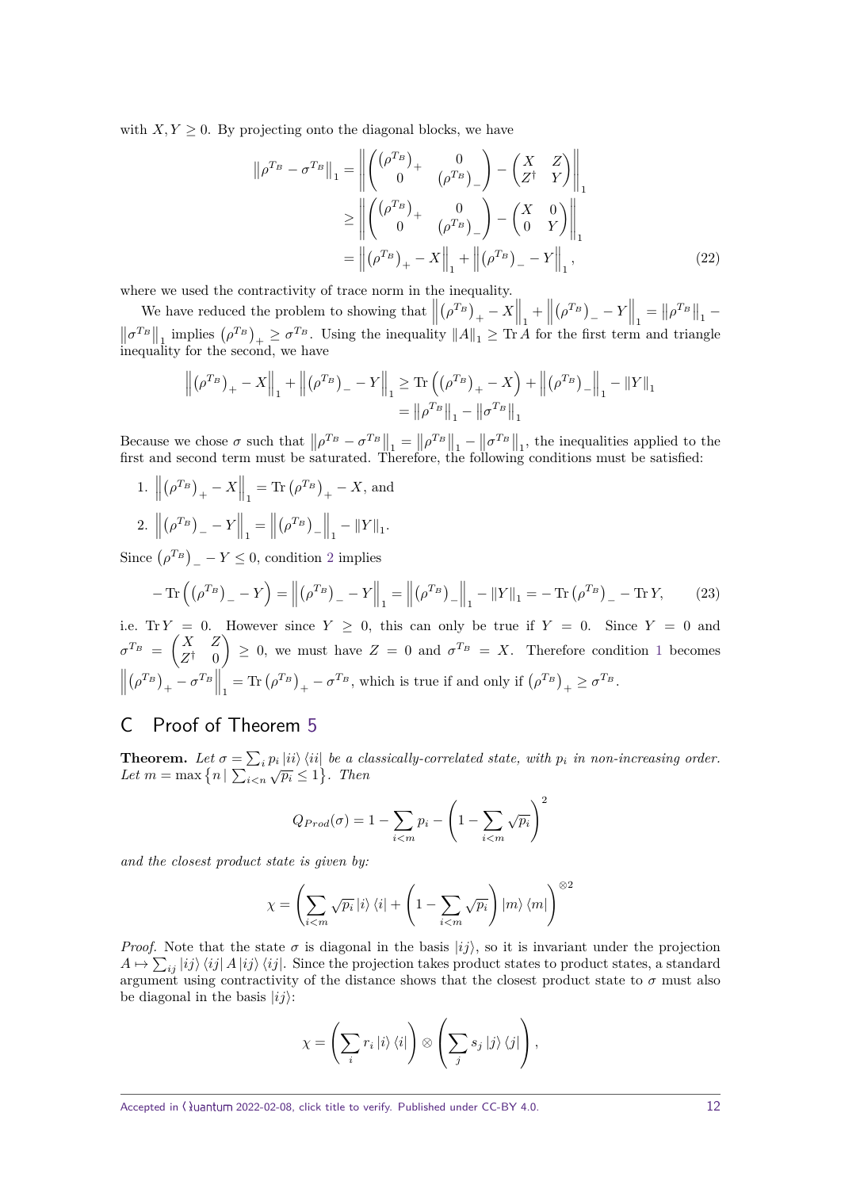with $X, Y \geq 0$. By projecting onto the diagonal blocks, we have

$$\begin{aligned}
\left\|\rho^{T_B} - \sigma^{T_B}\right\|_1 &= \left\| \begin{pmatrix} \left(\rho^{T_B}\right)_+ & 0 \\ 0 & \left(\rho^{T_B}\right)_- \end{pmatrix} - \begin{pmatrix} X & Z \\ Z^\dagger & Y \end{pmatrix} \right\|_1 \\
&\geq \left\| \begin{pmatrix} \left(\rho^{T_B}\right)_+ & 0 \\ 0 & \left(\rho^{T_B}\right)_- \end{pmatrix} - \begin{pmatrix} X & 0 \\ 0 & Y \end{pmatrix} \right\|_1 \\
&= \left\| \left(\rho^{T_B}\right)_+ - X \right\|_1 + \left\| \left(\rho^{T_B}\right)_- - Y \right\|_1,
\end{aligned} \tag{22}$$

where we used the contractivity of trace norm in the inequality.

We have reduced the problem to showing that $\left\| \left(\rho^{T_B}\right)_+ - X \right\|_1 + \left\| \left(\rho^{T_B}\right)_- - Y \right\|_1 = \left\|\rho^{T_B}\right\|_1 - \left\|\sigma^{T_B}\right\|_1$ implies $\left(\rho^{T_B}\right)_+ \geq \sigma^{T_B}$. Using the inequality $\|A\|_1 \geq \operatorname{Tr} A$ for the first term and triangle inequality for the second, we have

$$\begin{aligned}
\left\| \left(\rho^{T_B}\right)_+ - X \right\|_1 + \left\| \left(\rho^{T_B}\right)_- - Y \right\|_1 &\geq \operatorname{Tr}\left( \left(\rho^{T_B}\right)_+ - X \right) + \left\| \left(\rho^{T_B}\right)_- \right\|_1 - \|Y\|_1 \\
&= \left\|\rho^{T_B}\right\|_1 - \left\|\sigma^{T_B}\right\|_1
\end{aligned}$$

Because we chose $\sigma$ such that $\left\|\rho^{T_B} - \sigma^{T_B}\right\|_1 = \left\|\rho^{T_B}\right\|_1 - \left\|\sigma^{T_B}\right\|_1$, the inequalities applied to the first and second term must be saturated. Therefore, the following conditions must be satisfied:

1. $\left\| \left(\rho^{T_B}\right)_+ - X \right\|_1 = \operatorname{Tr}\left(\rho^{T_B}\right)_+ - X$, and
2. $\left\| \left(\rho^{T_B}\right)_- - Y \right\|_1 = \left\| \left(\rho^{T_B}\right)_- \right\|_1 - \|Y\|_1$.

Since $\left(\rho^{T_B}\right)_- - Y \leq 0$, condition 2 implies

$$-\operatorname{Tr}\left( \left(\rho^{T_B}\right)_- - Y \right) = \left\| \left(\rho^{T_B}\right)_- - Y \right\|_1 = \left\| \left(\rho^{T_B}\right)_- \right\|_1 - \|Y\|_1 = -\operatorname{Tr}\left(\rho^{T_B}\right)_- - \operatorname{Tr} Y, \tag{23}$$

i.e. $\operatorname{Tr} Y = 0$. However since $Y \geq 0$, this can only be true if $Y = 0$. Since $Y = 0$ and $\sigma^{T_B} = \begin{pmatrix} X & Z \\ Z^\dagger & 0 \end{pmatrix} \geq 0$, we must have $Z = 0$ and $\sigma^{T_B} = X$. Therefore condition 1 becomes $\left\| \left(\rho^{T_B}\right)_+ - \sigma^{T_B} \right\|_1 = \operatorname{Tr}\left(\rho^{T_B}\right)_+ - \sigma^{T_B}$, which is true if and only if $\left(\rho^{T_B}\right)_+ \geq \sigma^{T_B}$.

## C Proof of Theorem 5

**Theorem.** *Let $\sigma = \sum_i p_i |ii\rangle\langle ii|$ be a classically-correlated state, with $p_i$ in non-increasing order. Let $m = \max\left\{ n \mid \sum_{i<n} \sqrt{p_i} \leq 1 \right\}$. Then*

$$Q_{Prod}(\sigma) = 1 - \sum_{i<m} p_i - \left( 1 - \sum_{i<m} \sqrt{p_i} \right)^2$$

*and the closest product state is given by:*

$$\chi = \left( \sum_{i<m} \sqrt{p_i} |i\rangle\langle i| + \left( 1 - \sum_{i<m} \sqrt{p_i} \right) |m\rangle\langle m| \right)^{\otimes 2}$$

*Proof.* Note that the state $\sigma$ is diagonal in the basis $|ij\rangle$, so it is invariant under the projection $A \mapsto \sum_{ij} |ij\rangle\langle ij| A |ij\rangle\langle ij|$. Since the projection takes product states to product states, a standard argument using contractivity of the distance shows that the closest product state to $\sigma$ must also be diagonal in the basis $|ij\rangle$:

$$\chi = \left( \sum_i r_i |i\rangle\langle i| \right) \otimes \left( \sum_j s_j |j\rangle\langle j| \right),$$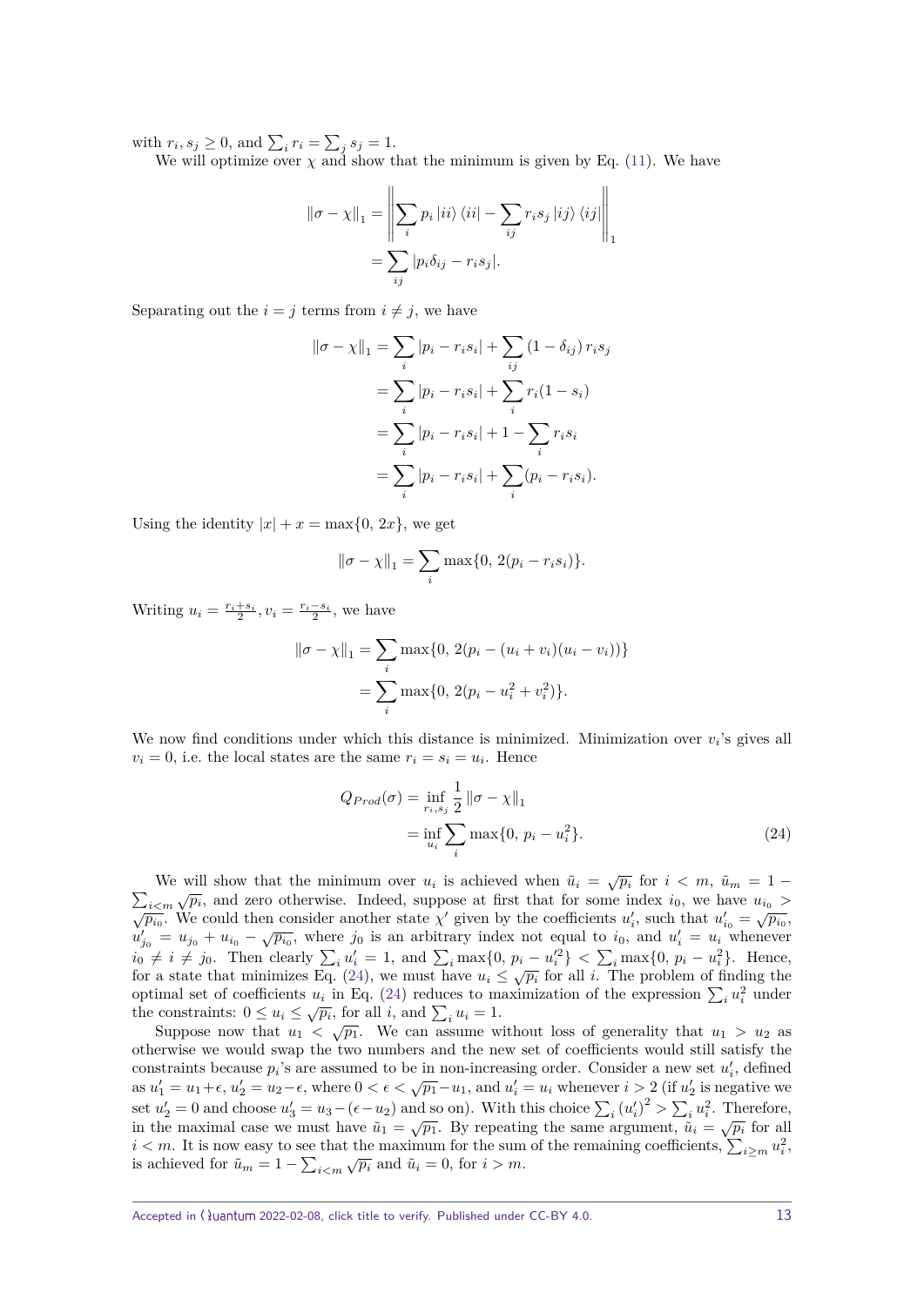with $r_i, s_j \geq 0$, and $\sum_i r_i = \sum_j s_j = 1$.

We will optimize over $\chi$ and show that the minimum is given by Eq. (11). We have

$$
\begin{aligned}
\|\sigma - \chi\|_1 &= \left\| \sum_i p_i \left|ii\right\rangle \left\langle ii\right| - \sum_{ij} r_i s_j \left|ij\right\rangle \left\langle ij\right| \right\|_1 \\
&= \sum_{ij} |p_i \delta_{ij} - r_i s_j|.
\end{aligned}
$$

Separating out the $i = j$ terms from $i \neq j$, we have

$$
\begin{aligned}
\|\sigma - \chi\|_1 &= \sum_i |p_i - r_i s_i| + \sum_{ij} (1 - \delta_{ij})\, r_i s_j \\
&= \sum_i |p_i - r_i s_i| + \sum_i r_i (1 - s_i) \\
&= \sum_i |p_i - r_i s_i| + 1 - \sum_i r_i s_i \\
&= \sum_i |p_i - r_i s_i| + \sum_i (p_i - r_i s_i).
\end{aligned}
$$

Using the identity $|x| + x = \max\{0,\, 2x\}$, we get

$$
\|\sigma - \chi\|_1 = \sum_i \max\{0,\, 2(p_i - r_i s_i)\}.
$$

Writing $u_i = \frac{r_i + s_i}{2}, v_i = \frac{r_i - s_i}{2}$, we have

$$
\begin{aligned}
\|\sigma - \chi\|_1 &= \sum_i \max\{0,\, 2(p_i - (u_i + v_i)(u_i - v_i))\} \\
&= \sum_i \max\{0,\, 2(p_i - u_i^2 + v_i^2)\}.
\end{aligned}
$$

We now find conditions under which this distance is minimized. Minimization over $v_i$'s gives all $v_i = 0$, i.e. the local states are the same $r_i = s_i = u_i$. Hence

$$
\begin{aligned}
Q_{Prod}(\sigma) &= \inf_{r_i, s_j} \frac{1}{2} \|\sigma - \chi\|_1 \\
&= \inf_{u_i} \sum_i \max\{0,\, p_i - u_i^2\}.
\end{aligned} \tag{24}
$$

We will show that the minimum over $u_i$ is achieved when $\tilde{u}_i = \sqrt{p_i}$ for $i < m$, $\tilde{u}_m = 1 - \sum_{i<m} \sqrt{p_i}$, and zero otherwise. Indeed, suppose at first that for some index $i_0$, we have $u_{i_0} > \sqrt{p_{i_0}}$. We could then consider another state $\chi'$ given by the coefficients $u_i'$, such that $u_{i_0}' = \sqrt{p_{i_0}}$, $u_{j_0}' = u_{j_0} + u_{i_0} - \sqrt{p_{i_0}}$, where $j_0$ is an arbitrary index not equal to $i_0$, and $u_i' = u_i$ whenever $i_0 \neq i \neq j_0$. Then clearly $\sum_i u_i' = 1$, and $\sum_i \max\{0,\, p_i - u_i'^2\} < \sum_i \max\{0,\, p_i - u_i^2\}$. Hence, for a state that minimizes Eq. (24), we must have $u_i \leq \sqrt{p_i}$ for all $i$. The problem of finding the optimal set of coefficients $u_i$ in Eq. (24) reduces to maximization of the expression $\sum_i u_i^2$ under the constraints: $0 \leq u_i \leq \sqrt{p_i}$, for all $i$, and $\sum_i u_i = 1$.

Suppose now that $u_1 < \sqrt{p_1}$. We can assume without loss of generality that $u_1 > u_2$ as otherwise we would swap the two numbers and the new set of coefficients would still satisfy the constraints because $p_i$'s are assumed to be in non-increasing order. Consider a new set $u_i'$, defined as $u_1' = u_1 + \epsilon$, $u_2' = u_2 - \epsilon$, where $0 < \epsilon < \sqrt{p_1} - u_1$, and $u_i' = u_i$ whenever $i > 2$ (if $u_2'$ is negative we set $u_2' = 0$ and choose $u_3' = u_3 - (\epsilon - u_2)$ and so on). With this choice $\sum_i (u_i')^2 > \sum_i u_i^2$. Therefore, in the maximal case we must have $\tilde{u}_1 = \sqrt{p_1}$. By repeating the same argument, $\tilde{u}_i = \sqrt{p_i}$ for all $i < m$. It is now easy to see that the maximum for the sum of the remaining coefficients, $\sum_{i \geq m} u_i^2$, is achieved for $\tilde{u}_m = 1 - \sum_{i<m} \sqrt{p_i}$ and $\tilde{u}_i = 0$, for $i > m$.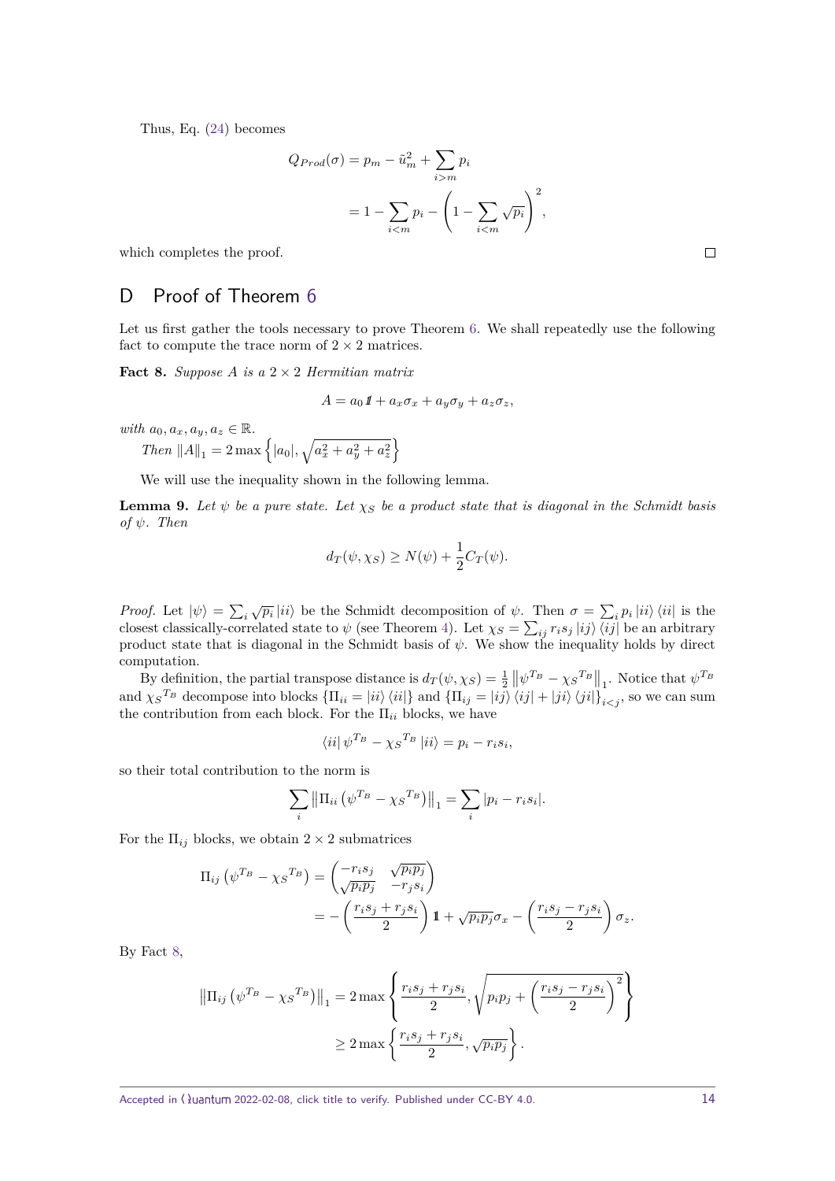Thus, Eq. (24) becomes

$$Q_{Prod}(\sigma) = p_m - \tilde{u}_m^2 + \sum_{i>m} p_i$$

$$= 1 - \sum_{i<m} p_i - \left(1 - \sum_{i<m} \sqrt{p_i}\right)^2,$$

which completes the proof. □

## D Proof of Theorem 6

Let us first gather the tools necessary to prove Theorem 6. We shall repeatedly use the following fact to compute the trace norm of $2 \times 2$ matrices.

**Fact 8.** *Suppose $A$ is a $2 \times 2$ Hermitian matrix*

$$A = a_0 \mathbb{1} + a_x \sigma_x + a_y \sigma_y + a_z \sigma_z,$$

*with $a_0, a_x, a_y, a_z \in \mathbb{R}$.*

*Then $\|A\|_1 = 2 \max\left\{|a_0|, \sqrt{a_x^2 + a_y^2 + a_z^2}\right\}$*

We will use the inequality shown in the following lemma.

**Lemma 9.** *Let $\psi$ be a pure state. Let $\chi_S$ be a product state that is diagonal in the Schmidt basis of $\psi$. Then*

$$d_T(\psi, \chi_S) \geq N(\psi) + \frac{1}{2} C_T(\psi).$$

*Proof.* Let $|\psi\rangle = \sum_i \sqrt{p_i} |ii\rangle$ be the Schmidt decomposition of $\psi$. Then $\sigma = \sum_i p_i |ii\rangle\langle ii|$ is the closest classically-correlated state to $\psi$ (see Theorem 4). Let $\chi_S = \sum_{ij} r_i s_j |ij\rangle\langle ij|$ be an arbitrary product state that is diagonal in the Schmidt basis of $\psi$. We show the inequality holds by direct computation.

By definition, the partial transpose distance is $d_T(\psi, \chi_S) = \frac{1}{2}\left\|\psi^{T_B} - {\chi_S}^{T_B}\right\|_1$. Notice that $\psi^{T_B}$ and ${\chi_S}^{T_B}$ decompose into blocks $\{\Pi_{ii} = |ii\rangle\langle ii|\}$ and $\{\Pi_{ij} = |ij\rangle\langle ij| + |ji\rangle\langle ji|\}_{i<j}$, so we can sum the contribution from each block. For the $\Pi_{ii}$ blocks, we have

$$\langle ii| \psi^{T_B} - {\chi_S}^{T_B} |ii\rangle = p_i - r_i s_i,$$

so their total contribution to the norm is

$$\sum_i \left\|\Pi_{ii}\left(\psi^{T_B} - {\chi_S}^{T_B}\right)\right\|_1 = \sum_i |p_i - r_i s_i|.$$

For the $\Pi_{ij}$ blocks, we obtain $2 \times 2$ submatrices

$$\Pi_{ij}\left(\psi^{T_B} - {\chi_S}^{T_B}\right) = \begin{pmatrix} -r_i s_j & \sqrt{p_i p_j} \\ \sqrt{p_i p_j} & -r_j s_i \end{pmatrix}$$

$$= -\left(\frac{r_i s_j + r_j s_i}{2}\right)\mathbb{1} + \sqrt{p_i p_j}\sigma_x - \left(\frac{r_i s_j - r_j s_i}{2}\right)\sigma_z.$$

By Fact 8,

$$\left\|\Pi_{ij}\left(\psi^{T_B} - {\chi_S}^{T_B}\right)\right\|_1 = 2 \max\left\{\frac{r_i s_j + r_j s_i}{2}, \sqrt{p_i p_j + \left(\frac{r_i s_j - r_j s_i}{2}\right)^2}\right\}$$

$$\geq 2 \max\left\{\frac{r_i s_j + r_j s_i}{2}, \sqrt{p_i p_j}\right\}.$$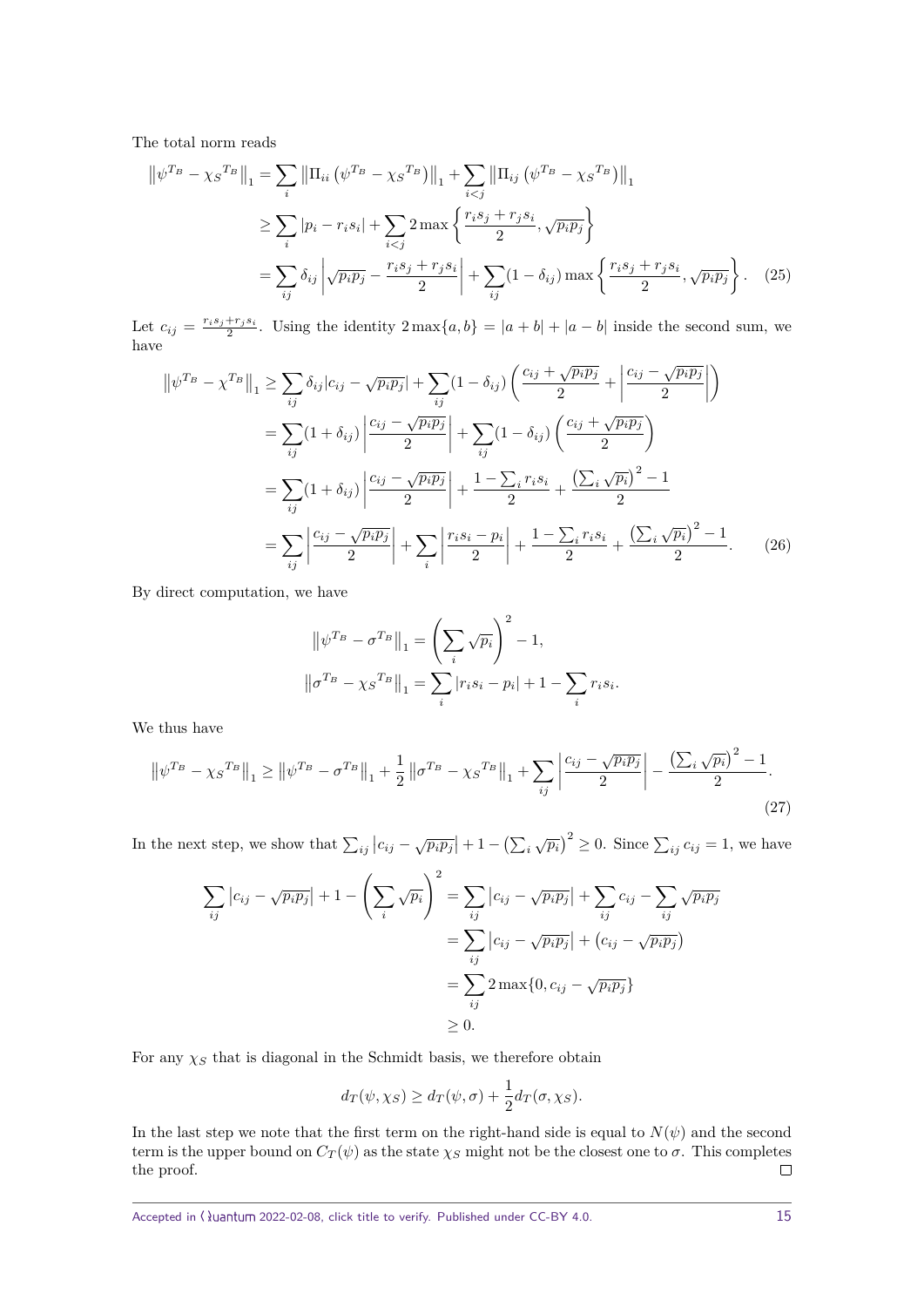The total norm reads

$$
\begin{aligned}
\left\|\psi^{T_B} - {\chi_S}^{T_B}\right\|_1 &= \sum_i \left\|\Pi_{ii}\left(\psi^{T_B} - {\chi_S}^{T_B}\right)\right\|_1 + \sum_{i<j}\left\|\Pi_{ij}\left(\psi^{T_B} - {\chi_S}^{T_B}\right)\right\|_1 \\
&\geq \sum_i |p_i - r_i s_i| + \sum_{i<j} 2\max\left\{\frac{r_i s_j + r_j s_i}{2}, \sqrt{p_i p_j}\right\} \\
&= \sum_{ij} \delta_{ij}\left|\sqrt{p_i p_j} - \frac{r_i s_j + r_j s_i}{2}\right| + \sum_{ij}(1-\delta_{ij})\max\left\{\frac{r_i s_j + r_j s_i}{2}, \sqrt{p_i p_j}\right\}. \quad (25)
\end{aligned}
$$

Let $c_{ij} = \frac{r_i s_j + r_j s_i}{2}$. Using the identity $2\max\{a,b\} = |a+b| + |a-b|$ inside the second sum, we have

$$
\begin{aligned}
\left\|\psi^{T_B} - \chi^{T_B}\right\|_1 &\geq \sum_{ij} \delta_{ij}|c_{ij} - \sqrt{p_i p_j}| + \sum_{ij}(1-\delta_{ij})\left(\frac{c_{ij} + \sqrt{p_i p_j}}{2} + \left|\frac{c_{ij} - \sqrt{p_i p_j}}{2}\right|\right) \\
&= \sum_{ij}(1+\delta_{ij})\left|\frac{c_{ij} - \sqrt{p_i p_j}}{2}\right| + \sum_{ij}(1-\delta_{ij})\left(\frac{c_{ij} + \sqrt{p_i p_j}}{2}\right) \\
&= \sum_{ij}(1+\delta_{ij})\left|\frac{c_{ij} - \sqrt{p_i p_j}}{2}\right| + \frac{1 - \sum_i r_i s_i}{2} + \frac{\left(\sum_i \sqrt{p_i}\right)^2 - 1}{2} \\
&= \sum_{ij}\left|\frac{c_{ij} - \sqrt{p_i p_j}}{2}\right| + \sum_i \left|\frac{r_i s_i - p_i}{2}\right| + \frac{1 - \sum_i r_i s_i}{2} + \frac{\left(\sum_i \sqrt{p_i}\right)^2 - 1}{2}. \quad (26)
\end{aligned}
$$

By direct computation, we have

$$
\begin{aligned}
\left\|\psi^{T_B} - \sigma^{T_B}\right\|_1 &= \left(\sum_i \sqrt{p_i}\right)^2 - 1, \\
\left\|\sigma^{T_B} - {\chi_S}^{T_B}\right\|_1 &= \sum_i |r_i s_i - p_i| + 1 - \sum_i r_i s_i.
\end{aligned}
$$

We thus have

$$
\left\|\psi^{T_B} - {\chi_S}^{T_B}\right\|_1 \geq \left\|\psi^{T_B} - \sigma^{T_B}\right\|_1 + \frac{1}{2}\left\|\sigma^{T_B} - {\chi_S}^{T_B}\right\|_1 + \sum_{ij}\left|\frac{c_{ij} - \sqrt{p_i p_j}}{2}\right| - \frac{\left(\sum_i \sqrt{p_i}\right)^2 - 1}{2}. \quad (27)
$$

In the next step, we show that $\sum_{ij}\left|c_{ij} - \sqrt{p_i p_j}\right| + 1 - \left(\sum_i \sqrt{p_i}\right)^2 \geq 0$. Since $\sum_{ij} c_{ij} = 1$, we have

$$
\begin{aligned}
\sum_{ij}\left|c_{ij} - \sqrt{p_i p_j}\right| + 1 - \left(\sum_i \sqrt{p_i}\right)^2 &= \sum_{ij}\left|c_{ij} - \sqrt{p_i p_j}\right| + \sum_{ij} c_{ij} - \sum_{ij}\sqrt{p_i p_j} \\
&= \sum_{ij}\left|c_{ij} - \sqrt{p_i p_j}\right| + \left(c_{ij} - \sqrt{p_i p_j}\right) \\
&= \sum_{ij} 2\max\{0, c_{ij} - \sqrt{p_i p_j}\} \\
&\geq 0.
\end{aligned}
$$

For any $\chi_S$ that is diagonal in the Schmidt basis, we therefore obtain

$$
d_T(\psi, \chi_S) \geq d_T(\psi, \sigma) + \frac{1}{2} d_T(\sigma, \chi_S).
$$

In the last step we note that the first term on the right-hand side is equal to $N(\psi)$ and the second term is the upper bound on $C_T(\psi)$ as the state $\chi_S$ might not be the closest one to $\sigma$. This completes the proof. □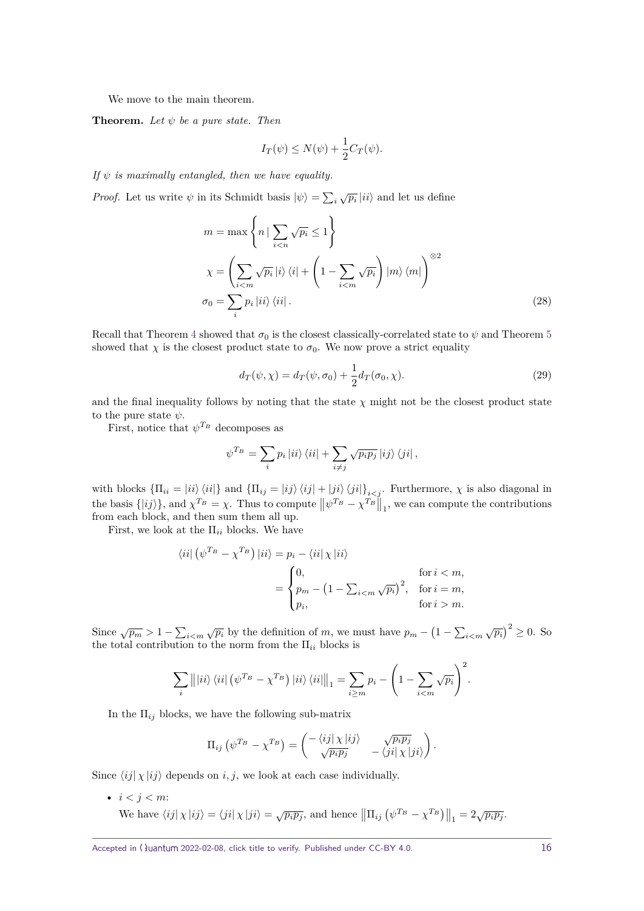We move to the main theorem.

**Theorem.** *Let $\psi$ be a pure state. Then*

$$I_T(\psi) \leq N(\psi) + \frac{1}{2}C_T(\psi).$$

*If $\psi$ is maximally entangled, then we have equality.*

*Proof.* Let us write $\psi$ in its Schmidt basis $|\psi\rangle = \sum_i \sqrt{p_i}\,|ii\rangle$ and let us define

$$\begin{aligned}
m &= \max\left\{ n \,|\, \sum_{i<n} \sqrt{p_i} \leq 1 \right\} \\
\chi &= \left( \sum_{i<m} \sqrt{p_i}\,|i\rangle\langle i| + \left(1 - \sum_{i<m}\sqrt{p_i}\right)|m\rangle\langle m| \right)^{\otimes 2} \\
\sigma_0 &= \sum_i p_i\,|ii\rangle\langle ii|\,.
\end{aligned} \tag{28}$$

Recall that Theorem 4 showed that $\sigma_0$ is the closest classically-correlated state to $\psi$ and Theorem 5 showed that $\chi$ is the closest product state to $\sigma_0$. We now prove a strict equality

$$d_T(\psi, \chi) = d_T(\psi, \sigma_0) + \frac{1}{2}d_T(\sigma_0, \chi). \tag{29}$$

and the final inequality follows by noting that the state $\chi$ might not be the closest product state to the pure state $\psi$.

First, notice that $\psi^{T_B}$ decomposes as

$$\psi^{T_B} = \sum_i p_i\,|ii\rangle\langle ii| + \sum_{i\neq j}\sqrt{p_i p_j}\,|ij\rangle\langle ji|\,,$$

with blocks $\{\Pi_{ii} = |ii\rangle\langle ii|\}$ and $\{\Pi_{ij} = |ij\rangle\langle ij| + |ji\rangle\langle ji|\}_{i<j}$. Furthermore, $\chi$ is also diagonal in the basis $\{|ij\rangle\}$, and $\chi^{T_B} = \chi$. Thus to compute $\left\|\psi^{T_B} - \chi^{T_B}\right\|_1$, we can compute the contributions from each block, and then sum them all up.

First, we look at the $\Pi_{ii}$ blocks. We have

$$\begin{aligned}
\langle ii|\left(\psi^{T_B} - \chi^{T_B}\right)|ii\rangle &= p_i - \langle ii|\,\chi\,|ii\rangle \\
&= \begin{cases} 0, & \text{for } i < m, \\ p_m - \left(1 - \sum_{i<m}\sqrt{p_i}\right)^2, & \text{for } i = m, \\ p_i, & \text{for } i > m. \end{cases}
\end{aligned}$$

Since $\sqrt{p_m} > 1 - \sum_{i<m}\sqrt{p_i}$ by the definition of $m$, we must have $p_m - \left(1 - \sum_{i<m}\sqrt{p_i}\right)^2 \geq 0$. So the total contribution to the norm from the $\Pi_{ii}$ blocks is

$$\sum_i \left\| |ii\rangle\langle ii|\left(\psi^{T_B} - \chi^{T_B}\right)|ii\rangle\langle ii| \right\|_1 = \sum_{i\geq m} p_i - \left(1 - \sum_{i<m}\sqrt{p_i}\right)^2.$$

In the $\Pi_{ij}$ blocks, we have the following sub-matrix

$$\Pi_{ij}\left(\psi^{T_B} - \chi^{T_B}\right) = \begin{pmatrix} -\langle ij|\,\chi\,|ij\rangle & \sqrt{p_i p_j} \\ \sqrt{p_i p_j} & -\langle ji|\,\chi\,|ji\rangle \end{pmatrix}.$$

Since $\langle ij|\,\chi\,|ij\rangle$ depends on $i, j$, we look at each case individually.

- $i < j < m$:
  We have $\langle ij|\,\chi\,|ij\rangle = \langle ji|\,\chi\,|ji\rangle = \sqrt{p_i p_j}$, and hence $\left\|\Pi_{ij}\left(\psi^{T_B} - \chi^{T_B}\right)\right\|_1 = 2\sqrt{p_i p_j}$.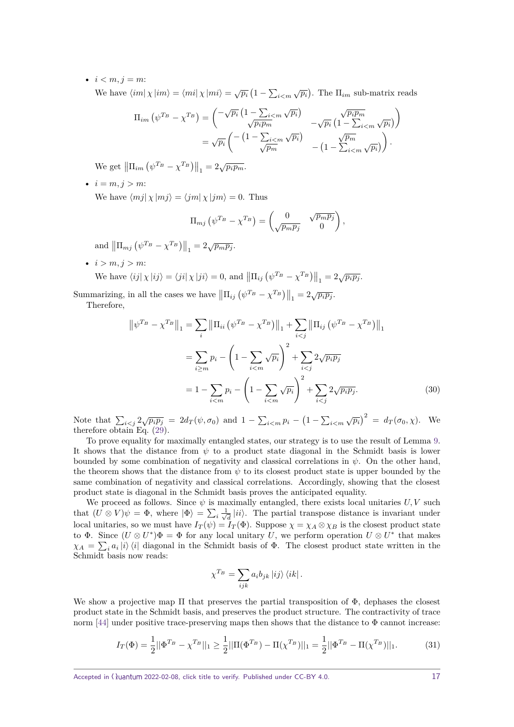- $i < m, j = m$:

  We have $\langle im| \chi |im\rangle = \langle mi| \chi |mi\rangle = \sqrt{p_i}\left(1 - \sum_{i<m} \sqrt{p_i}\right)$. The $\Pi_{im}$ sub-matrix reads

$$
\begin{aligned}
\Pi_{im}\left(\psi^{T_B} - \chi^{T_B}\right) &= \begin{pmatrix} -\sqrt{p_i}\left(1 - \sum_{i<m} \sqrt{p_i}\right) & \sqrt{p_i p_m} \\ \sqrt{p_i p_m} & -\sqrt{p_i}\left(1 - \sum_{i<m} \sqrt{p_i}\right) \end{pmatrix} \\
&= \sqrt{p_i} \begin{pmatrix} -\left(1 - \sum_{i<m} \sqrt{p_i}\right) & \sqrt{p_m} \\ \sqrt{p_m} & -\left(1 - \sum_{i<m} \sqrt{p_i}\right) \end{pmatrix}.
\end{aligned}
$$

  We get $\left\|\Pi_{im}\left(\psi^{T_B} - \chi^{T_B}\right)\right\|_1 = 2\sqrt{p_i p_m}$.

- $i = m, j > m$:

  We have $\langle mj| \chi |mj\rangle = \langle jm| \chi |jm\rangle = 0$. Thus

$$
\Pi_{mj}\left(\psi^{T_B} - \chi^{T_B}\right) = \begin{pmatrix} 0 & \sqrt{p_m p_j} \\ \sqrt{p_m p_j} & 0 \end{pmatrix},
$$

  and $\left\|\Pi_{mj}\left(\psi^{T_B} - \chi^{T_B}\right)\right\|_1 = 2\sqrt{p_m p_j}$.

- $i > m, j > m$:

  We have $\langle ij| \chi |ij\rangle = \langle ji| \chi |ji\rangle = 0$, and $\left\|\Pi_{ij}\left(\psi^{T_B} - \chi^{T_B}\right)\right\|_1 = 2\sqrt{p_i p_j}$.

Summarizing, in all the cases we have $\left\|\Pi_{ij}\left(\psi^{T_B} - \chi^{T_B}\right)\right\|_1 = 2\sqrt{p_i p_j}$.

Therefore,

$$
\begin{aligned}
\left\|\psi^{T_B} - \chi^{T_B}\right\|_1 &= \sum_i \left\|\Pi_{ii}\left(\psi^{T_B} - \chi^{T_B}\right)\right\|_1 + \sum_{i<j} \left\|\Pi_{ij}\left(\psi^{T_B} - \chi^{T_B}\right)\right\|_1 \\
&= \sum_{i \geq m} p_i - \left(1 - \sum_{i<m} \sqrt{p_i}\right)^2 + \sum_{i<j} 2\sqrt{p_i p_j} \\
&= 1 - \sum_{i<m} p_i - \left(1 - \sum_{i<m} \sqrt{p_i}\right)^2 + \sum_{i<j} 2\sqrt{p_i p_j}. \qquad (30)
\end{aligned}
$$

Note that $\sum_{i<j} 2\sqrt{p_i p_j} = 2d_T(\psi, \sigma_0)$ and $1 - \sum_{i<m} p_i - \left(1 - \sum_{i<m} \sqrt{p_i}\right)^2 = d_T(\sigma_0, \chi)$. We therefore obtain Eq. (29).

To prove equality for maximally entangled states, our strategy is to use the result of Lemma 9. It shows that the distance from $\psi$ to a product state diagonal in the Schmidt basis is lower bounded by some combination of negativity and classical correlations in $\psi$. On the other hand, the theorem shows that the distance from $\psi$ to its closest product state is upper bounded by the same combination of negativity and classical correlations. Accordingly, showing that the closest product state is diagonal in the Schmidt basis proves the anticipated equality.

We proceed as follows. Since $\psi$ is maximally entangled, there exists local unitaries $U, V$ such that $(U \otimes V)\psi = \Phi$, where $|\Phi\rangle = \sum_i \frac{1}{\sqrt{d}} |ii\rangle$. The partial transpose distance is invariant under local unitaries, so we must have $I_T(\psi) = I_T(\Phi)$. Suppose $\chi = \chi_A \otimes \chi_B$ is the closest product state to $\Phi$. Since $(U \otimes U^*)\Phi = \Phi$ for any local unitary $U$, we perform operation $U \otimes U^*$ that makes $\chi_A = \sum_i a_i |i\rangle\langle i|$ diagonal in the Schmidt basis of $\Phi$. The closest product state written in the Schmidt basis now reads:

$$
\chi^{T_B} = \sum_{ijk} a_i b_{jk} |ij\rangle\langle ik|.
$$

We show a projective map $\Pi$ that preserves the partial transposition of $\Phi$, dephases the closest product state in the Schmidt basis, and preserves the product structure. The contractivity of trace norm [44] under positive trace-preserving maps then shows that the distance to $\Phi$ cannot increase:

$$
I_T(\Phi) = \frac{1}{2}||\Phi^{T_B} - \chi^{T_B}||_1 \geq \frac{1}{2}||\Pi(\Phi^{T_B}) - \Pi(\chi^{T_B})||_1 = \frac{1}{2}||\Phi^{T_B} - \Pi(\chi^{T_B})||_1. \qquad (31)
$$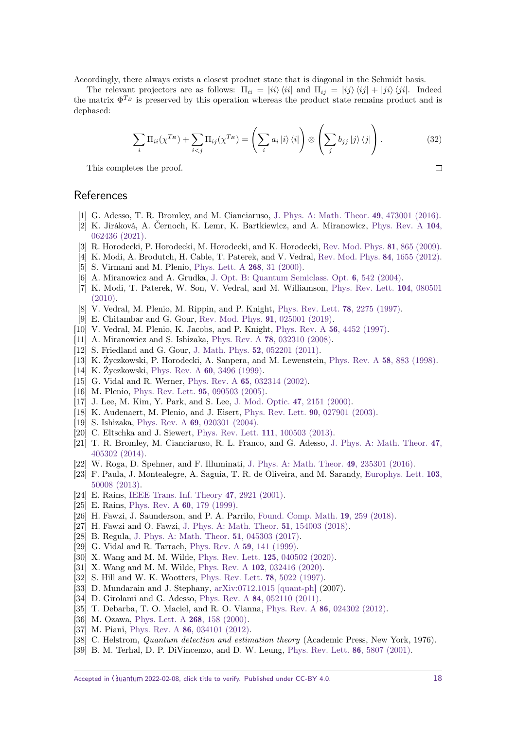Accordingly, there always exists a closest product state that is diagonal in the Schmidt basis.

The relevant projectors are as follows: $\Pi_{ii} = |ii\rangle\langle ii|$ and $\Pi_{ij} = |ij\rangle\langle ij| + |ji\rangle\langle ji|$. Indeed the matrix $\Phi^{T_B}$ is preserved by this operation whereas the product state remains product and is dephased:

$$\sum_i \Pi_{ii}(\chi^{T_B}) + \sum_{i<j} \Pi_{ij}(\chi^{T_B}) = \left(\sum_i a_i |i\rangle\langle i|\right) \otimes \left(\sum_j b_{jj} |j\rangle\langle j|\right). \tag{32}$$

This completes the proof. □

## References

[1] G. Adesso, T. R. Bromley, and M. Cianciaruso, J. Phys. A: Math. Theor. **49**, 473001 (2016).

[2] K. Jiráková, A. Černoch, K. Lemr, K. Bartkiewicz, and A. Miranowicz, Phys. Rev. A **104**, 062436 (2021).

[3] R. Horodecki, P. Horodecki, M. Horodecki, and K. Horodecki, Rev. Mod. Phys. **81**, 865 (2009).

[4] K. Modi, A. Brodutch, H. Cable, T. Paterek, and V. Vedral, Rev. Mod. Phys. **84**, 1655 (2012).

[5] S. Virmani and M. Plenio, Phys. Lett. A **268**, 31 (2000).

[6] A. Miranowicz and A. Grudka, J. Opt. B: Quantum Semiclass. Opt. **6**, 542 (2004).

[7] K. Modi, T. Paterek, W. Son, V. Vedral, and M. Williamson, Phys. Rev. Lett. **104**, 080501 (2010).

[8] V. Vedral, M. Plenio, M. Rippin, and P. Knight, Phys. Rev. Lett. **78**, 2275 (1997).

[9] E. Chitambar and G. Gour, Rev. Mod. Phys. **91**, 025001 (2019).

[10] V. Vedral, M. Plenio, K. Jacobs, and P. Knight, Phys. Rev. A **56**, 4452 (1997).

[11] A. Miranowicz and S. Ishizaka, Phys. Rev. A **78**, 032310 (2008).

[12] S. Friedland and G. Gour, J. Math. Phys. **52**, 052201 (2011).

[13] K. Życzkowski, P. Horodecki, A. Sanpera, and M. Lewenstein, Phys. Rev. A **58**, 883 (1998).

[14] K. Życzkowski, Phys. Rev. A **60**, 3496 (1999).

[15] G. Vidal and R. Werner, Phys. Rev. A **65**, 032314 (2002).

[16] M. Plenio, Phys. Rev. Lett. **95**, 090503 (2005).

[17] J. Lee, M. Kim, Y. Park, and S. Lee, J. Mod. Optic. **47**, 2151 (2000).

[18] K. Audenaert, M. Plenio, and J. Eisert, Phys. Rev. Lett. **90**, 027901 (2003).

[19] S. Ishizaka, Phys. Rev. A **69**, 020301 (2004).

[20] C. Eltschka and J. Siewert, Phys. Rev. Lett. **111**, 100503 (2013).

[21] T. R. Bromley, M. Cianciaruso, R. L. Franco, and G. Adesso, J. Phys. A: Math. Theor. **47**, 405302 (2014).

[22] W. Roga, D. Spehner, and F. Illuminati, J. Phys. A: Math. Theor. **49**, 235301 (2016).

[23] F. Paula, J. Montealegre, A. Saguia, T. R. de Oliveira, and M. Sarandy, Europhys. Lett. **103**, 50008 (2013).

[24] E. Rains, IEEE Trans. Inf. Theory **47**, 2921 (2001).

[25] E. Rains, Phys. Rev. A **60**, 179 (1999).

[26] H. Fawzi, J. Saunderson, and P. A. Parrilo, Found. Comp. Math. **19**, 259 (2018).

[27] H. Fawzi and O. Fawzi, J. Phys. A: Math. Theor. **51**, 154003 (2018).

[28] B. Regula, J. Phys. A: Math. Theor. **51**, 045303 (2017).

[29] G. Vidal and R. Tarrach, Phys. Rev. A **59**, 141 (1999).

[30] X. Wang and M. M. Wilde, Phys. Rev. Lett. **125**, 040502 (2020).

[31] X. Wang and M. M. Wilde, Phys. Rev. A **102**, 032416 (2020).

[32] S. Hill and W. K. Wootters, Phys. Rev. Lett. **78**, 5022 (1997).

[33] D. Mundarain and J. Stephany, arXiv:0712.1015 [quant-ph] (2007).

[34] D. Girolami and G. Adesso, Phys. Rev. A **84**, 052110 (2011).

[35] T. Debarba, T. O. Maciel, and R. O. Vianna, Phys. Rev. A **86**, 024302 (2012).

[36] M. Ozawa, Phys. Lett. A **268**, 158 (2000).

[37] M. Piani, Phys. Rev. A **86**, 034101 (2012).

[38] C. Helstrom, *Quantum detection and estimation theory* (Academic Press, New York, 1976).

[39] B. M. Terhal, D. P. DiVincenzo, and D. W. Leung, Phys. Rev. Lett. **86**, 5807 (2001).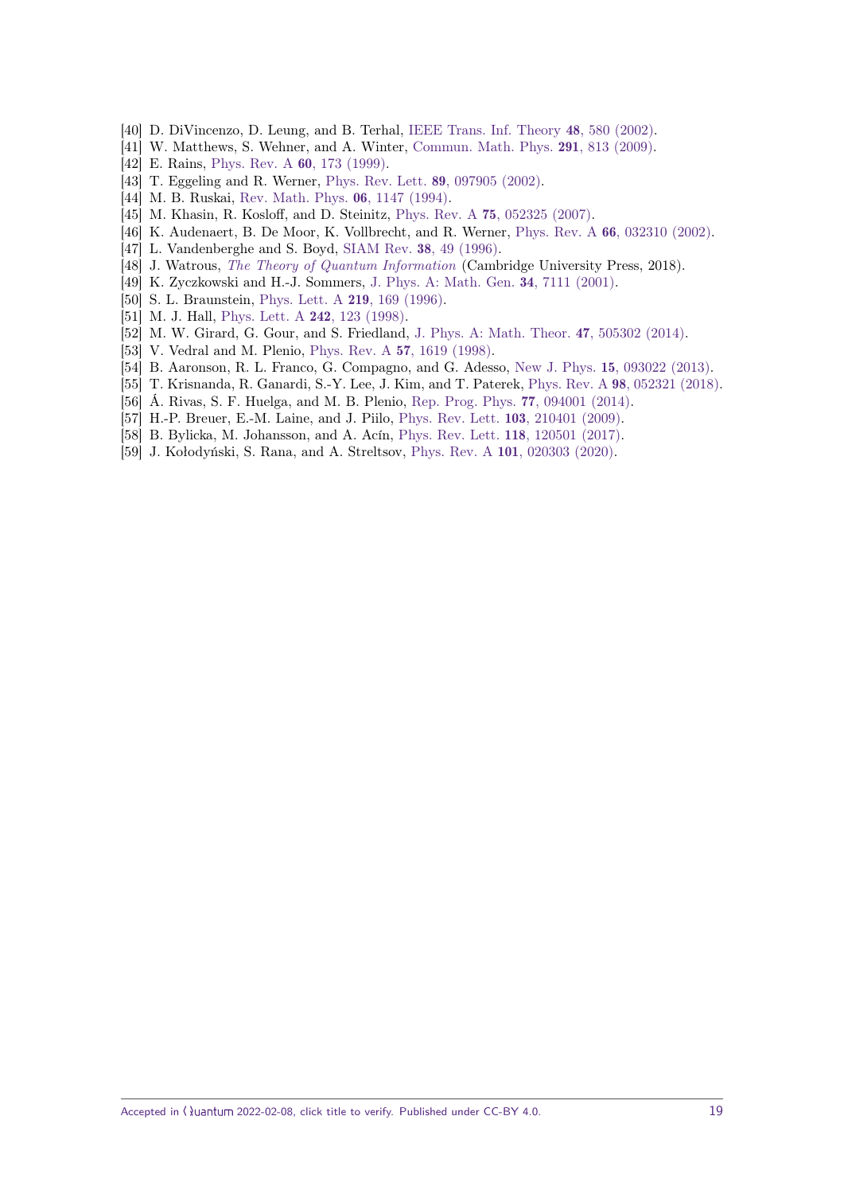[40] D. DiVincenzo, D. Leung, and B. Terhal, IEEE Trans. Inf. Theory **48**, 580 (2002).
[41] W. Matthews, S. Wehner, and A. Winter, Commun. Math. Phys. **291**, 813 (2009).
[42] E. Rains, Phys. Rev. A **60**, 173 (1999).
[43] T. Eggeling and R. Werner, Phys. Rev. Lett. **89**, 097905 (2002).
[44] M. B. Ruskai, Rev. Math. Phys. **06**, 1147 (1994).
[45] M. Khasin, R. Kosloff, and D. Steinitz, Phys. Rev. A **75**, 052325 (2007).
[46] K. Audenaert, B. De Moor, K. Vollbrecht, and R. Werner, Phys. Rev. A **66**, 032310 (2002).
[47] L. Vandenberghe and S. Boyd, SIAM Rev. **38**, 49 (1996).
[48] J. Watrous, *The Theory of Quantum Information* (Cambridge University Press, 2018).
[49] K. Zyczkowski and H.-J. Sommers, J. Phys. A: Math. Gen. **34**, 7111 (2001).
[50] S. L. Braunstein, Phys. Lett. A **219**, 169 (1996).
[51] M. J. Hall, Phys. Lett. A **242**, 123 (1998).
[52] M. W. Girard, G. Gour, and S. Friedland, J. Phys. A: Math. Theor. **47**, 505302 (2014).
[53] V. Vedral and M. Plenio, Phys. Rev. A **57**, 1619 (1998).
[54] B. Aaronson, R. L. Franco, G. Compagno, and G. Adesso, New J. Phys. **15**, 093022 (2013).
[55] T. Krisnanda, R. Ganardi, S.-Y. Lee, J. Kim, and T. Paterek, Phys. Rev. A **98**, 052321 (2018).
[56] Á. Rivas, S. F. Huelga, and M. B. Plenio, Rep. Prog. Phys. **77**, 094001 (2014).
[57] H.-P. Breuer, E.-M. Laine, and J. Piilo, Phys. Rev. Lett. **103**, 210401 (2009).
[58] B. Bylicka, M. Johansson, and A. Acín, Phys. Rev. Lett. **118**, 120501 (2017).
[59] J. Kołodyński, S. Rana, and A. Streltsov, Phys. Rev. A **101**, 020303 (2020).